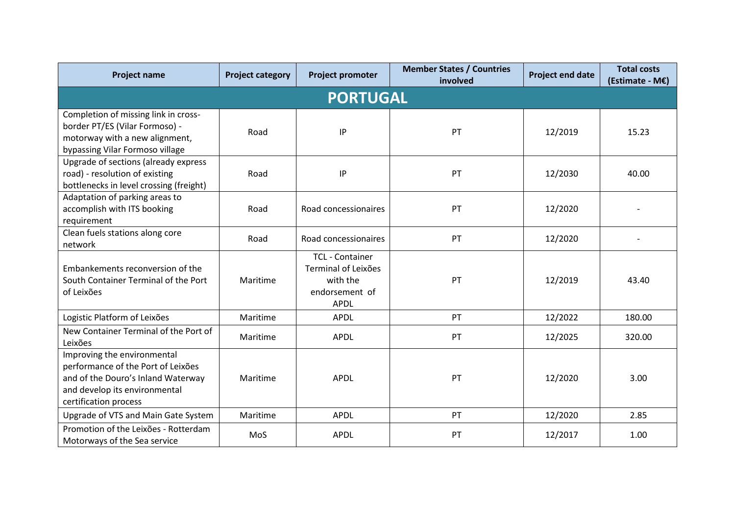| Project name | Project category | Project promoter | Member States / Countries involved | Project end date | Total costs (Estimate - M€) |
|---|---|---|---|---|---|
| **PORTUGAL** | | | | | |
| Completion of missing link in cross-border PT/ES (Vilar Formoso) - motorway with a new alignment, bypassing Vilar Formoso village | Road | IP | PT | 12/2019 | 15.23 |
| Upgrade of sections (already express road) - resolution of existing bottlenecks in level crossing (freight) | Road | IP | PT | 12/2030 | 40.00 |
| Adaptation of parking areas to accomplish with ITS booking requirement | Road | Road concessionaires | PT | 12/2020 | - |
| Clean fuels stations along core network | Road | Road concessionaires | PT | 12/2020 | - |
| Embankements reconversion of the South Container Terminal of the Port of Leixões | Maritime | TCL - Container Terminal of Leixões with the endorsement of APDL | PT | 12/2019 | 43.40 |
| Logistic Platform of Leixões | Maritime | APDL | PT | 12/2022 | 180.00 |
| New Container Terminal of the Port of Leixões | Maritime | APDL | PT | 12/2025 | 320.00 |
| Improving the environmental performance of the Port of Leixões and of the Douro's Inland Waterway and develop its environmental certification process | Maritime | APDL | PT | 12/2020 | 3.00 |
| Upgrade of VTS and Main Gate System | Maritime | APDL | PT | 12/2020 | 2.85 |
| Promotion of the Leixões - Rotterdam Motorways of the Sea service | MoS | APDL | PT | 12/2017 | 1.00 |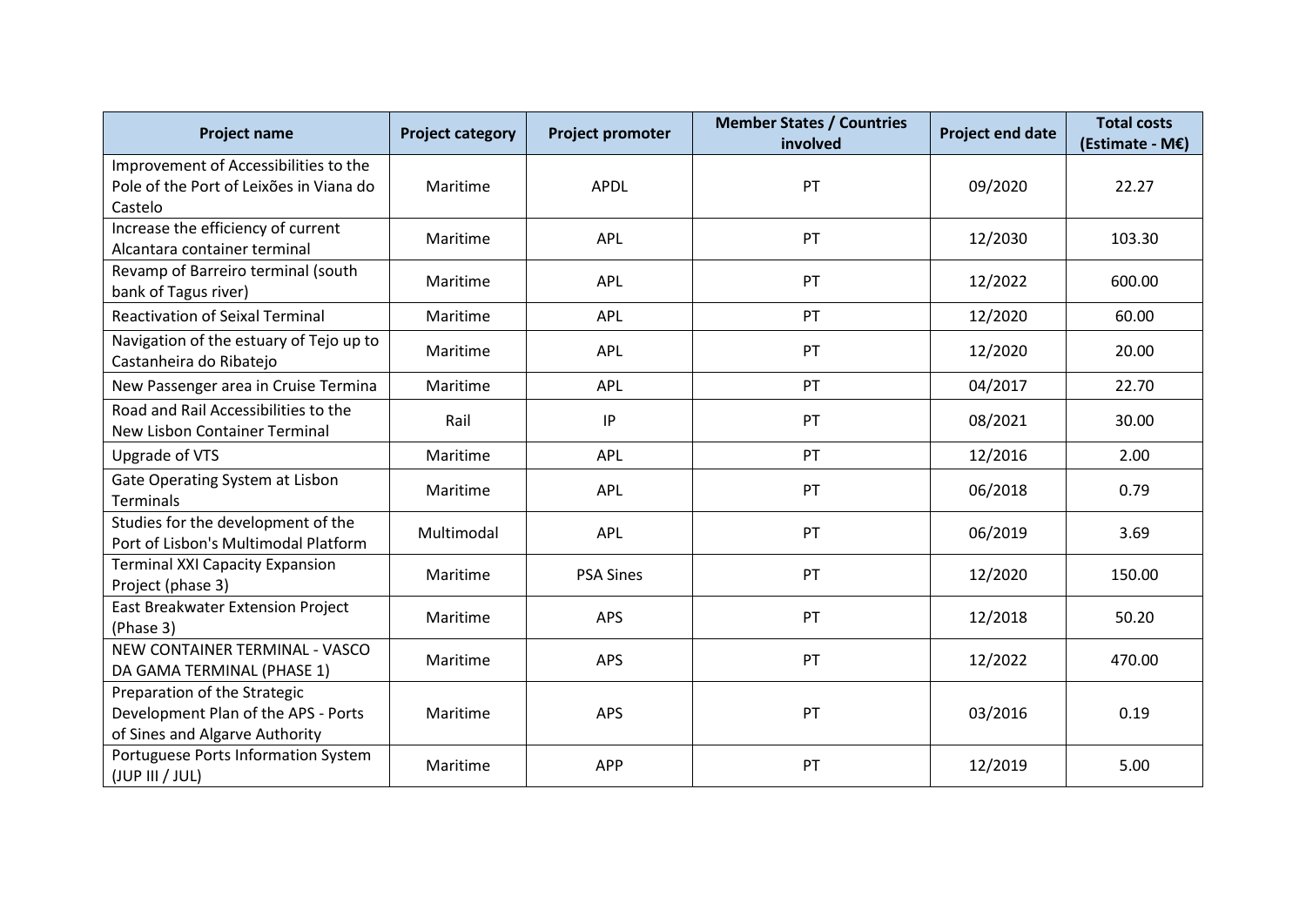| Project name | Project category | Project promoter | Member States / Countries involved | Project end date | Total costs (Estimate - M€) |
|---|---|---|---|---|---|
| Improvement of Accessibilities to the Pole of the Port of Leixões in Viana do Castelo | Maritime | APDL | PT | 09/2020 | 22.27 |
| Increase the efficiency of current Alcantara container terminal | Maritime | APL | PT | 12/2030 | 103.30 |
| Revamp of Barreiro terminal (south bank of Tagus river) | Maritime | APL | PT | 12/2022 | 600.00 |
| Reactivation of Seixal Terminal | Maritime | APL | PT | 12/2020 | 60.00 |
| Navigation of the estuary of Tejo up to Castanheira do Ribatejo | Maritime | APL | PT | 12/2020 | 20.00 |
| New Passenger area in Cruise Termina | Maritime | APL | PT | 04/2017 | 22.70 |
| Road and Rail Accessibilities to the New Lisbon Container Terminal | Rail | IP | PT | 08/2021 | 30.00 |
| Upgrade of VTS | Maritime | APL | PT | 12/2016 | 2.00 |
| Gate Operating System at Lisbon Terminals | Maritime | APL | PT | 06/2018 | 0.79 |
| Studies for the development of the Port of Lisbon's Multimodal Platform | Multimodal | APL | PT | 06/2019 | 3.69 |
| Terminal XXI Capacity Expansion Project (phase 3) | Maritime | PSA Sines | PT | 12/2020 | 150.00 |
| East Breakwater Extension Project (Phase 3) | Maritime | APS | PT | 12/2018 | 50.20 |
| NEW CONTAINER TERMINAL - VASCO DA GAMA TERMINAL (PHASE 1) | Maritime | APS | PT | 12/2022 | 470.00 |
| Preparation of the Strategic Development Plan of the APS - Ports of Sines and Algarve Authority | Maritime | APS | PT | 03/2016 | 0.19 |
| Portuguese Ports Information System (JUP III / JUL) | Maritime | APP | PT | 12/2019 | 5.00 |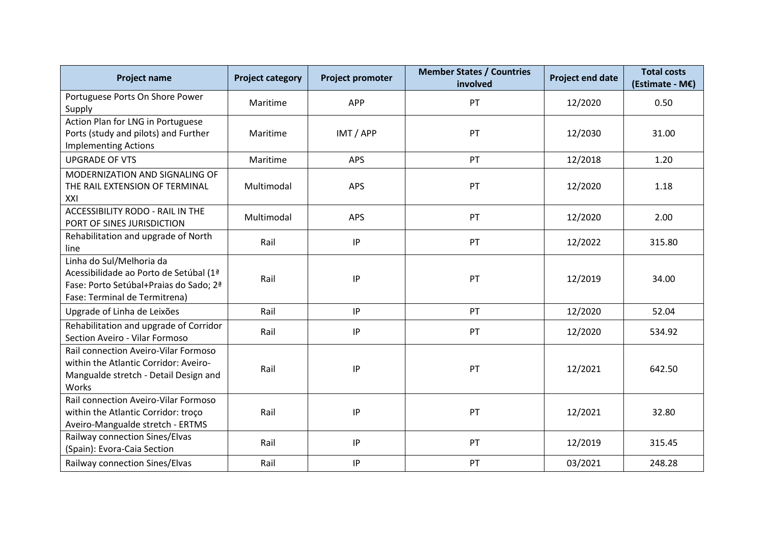| Project name | Project category | Project promoter | Member States / Countries involved | Project end date | Total costs (Estimate - M€) |
| --- | --- | --- | --- | --- | --- |
| Portuguese Ports On Shore Power Supply | Maritime | APP | PT | 12/2020 | 0.50 |
| Action Plan for LNG in Portuguese Ports (study and pilots) and Further Implementing Actions | Maritime | IMT / APP | PT | 12/2030 | 31.00 |
| UPGRADE OF VTS | Maritime | APS | PT | 12/2018 | 1.20 |
| MODERNIZATION AND SIGNALING OF THE RAIL EXTENSION OF TERMINAL XXI | Multimodal | APS | PT | 12/2020 | 1.18 |
| ACCESSIBILITY RODO - RAIL IN THE PORT OF SINES JURISDICTION | Multimodal | APS | PT | 12/2020 | 2.00 |
| Rehabilitation and upgrade of North line | Rail | IP | PT | 12/2022 | 315.80 |
| Linha do Sul/Melhoria da Acessibilidade ao Porto de Setúbal (1ª Fase: Porto Setúbal+Praias do Sado; 2ª Fase: Terminal de Termitrena) | Rail | IP | PT | 12/2019 | 34.00 |
| Upgrade of Linha de Leixões | Rail | IP | PT | 12/2020 | 52.04 |
| Rehabilitation and upgrade of Corridor Section Aveiro - Vilar Formoso | Rail | IP | PT | 12/2020 | 534.92 |
| Rail connection Aveiro-Vilar Formoso within the Atlantic Corridor: Aveiro-Mangualde stretch - Detail Design and Works | Rail | IP | PT | 12/2021 | 642.50 |
| Rail connection Aveiro-Vilar Formoso within the Atlantic Corridor: troço Aveiro-Mangualde stretch - ERTMS | Rail | IP | PT | 12/2021 | 32.80 |
| Railway connection Sines/Elvas (Spain): Evora-Caia Section | Rail | IP | PT | 12/2019 | 315.45 |
| Railway connection Sines/Elvas | Rail | IP | PT | 03/2021 | 248.28 |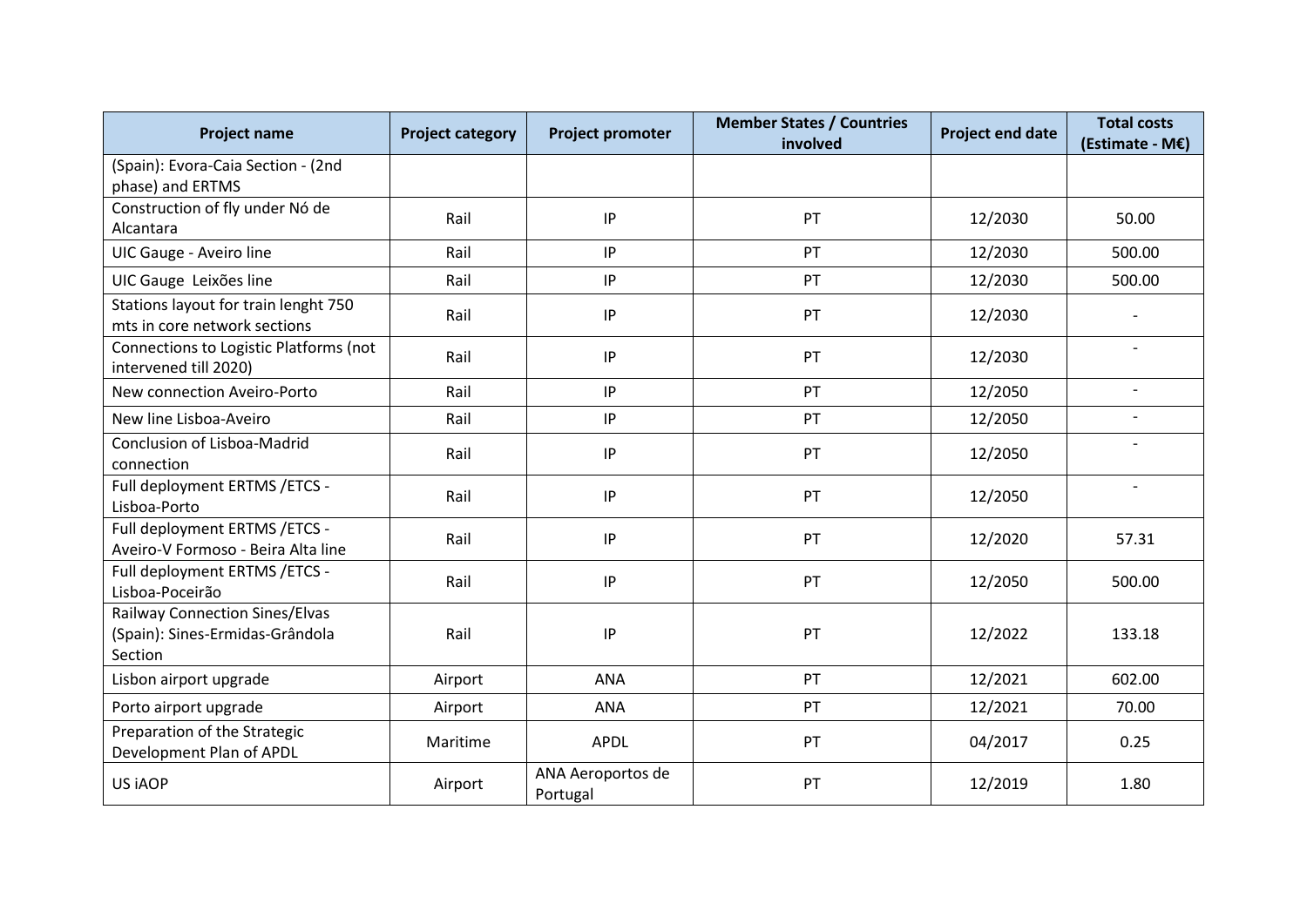| Project name | Project category | Project promoter | Member States / Countries involved | Project end date | Total costs (Estimate - M€) |
|---|---|---|---|---|---|
| (Spain): Evora-Caia Section - (2nd phase) and ERTMS | | | | | |
| Construction of fly under Nó de Alcantara | Rail | IP | PT | 12/2030 | 50.00 |
| UIC Gauge - Aveiro line | Rail | IP | PT | 12/2030 | 500.00 |
| UIC Gauge Leixões line | Rail | IP | PT | 12/2030 | 500.00 |
| Stations layout for train lenght 750 mts in core network sections | Rail | IP | PT | 12/2030 | - |
| Connections to Logistic Platforms (not intervened till 2020) | Rail | IP | PT | 12/2030 | - |
| New connection Aveiro-Porto | Rail | IP | PT | 12/2050 | - |
| New line Lisboa-Aveiro | Rail | IP | PT | 12/2050 | - |
| Conclusion of Lisboa-Madrid connection | Rail | IP | PT | 12/2050 | - |
| Full deployment ERTMS /ETCS - Lisboa-Porto | Rail | IP | PT | 12/2050 | - |
| Full deployment ERTMS /ETCS - Aveiro-V Formoso - Beira Alta line | Rail | IP | PT | 12/2020 | 57.31 |
| Full deployment ERTMS /ETCS - Lisboa-Poceirão | Rail | IP | PT | 12/2050 | 500.00 |
| Railway Connection Sines/Elvas (Spain): Sines-Ermidas-Grândola Section | Rail | IP | PT | 12/2022 | 133.18 |
| Lisbon airport upgrade | Airport | ANA | PT | 12/2021 | 602.00 |
| Porto airport upgrade | Airport | ANA | PT | 12/2021 | 70.00 |
| Preparation of the Strategic Development Plan of APDL | Maritime | APDL | PT | 04/2017 | 0.25 |
| US iAOP | Airport | ANA Aeroportos de Portugal | PT | 12/2019 | 1.80 |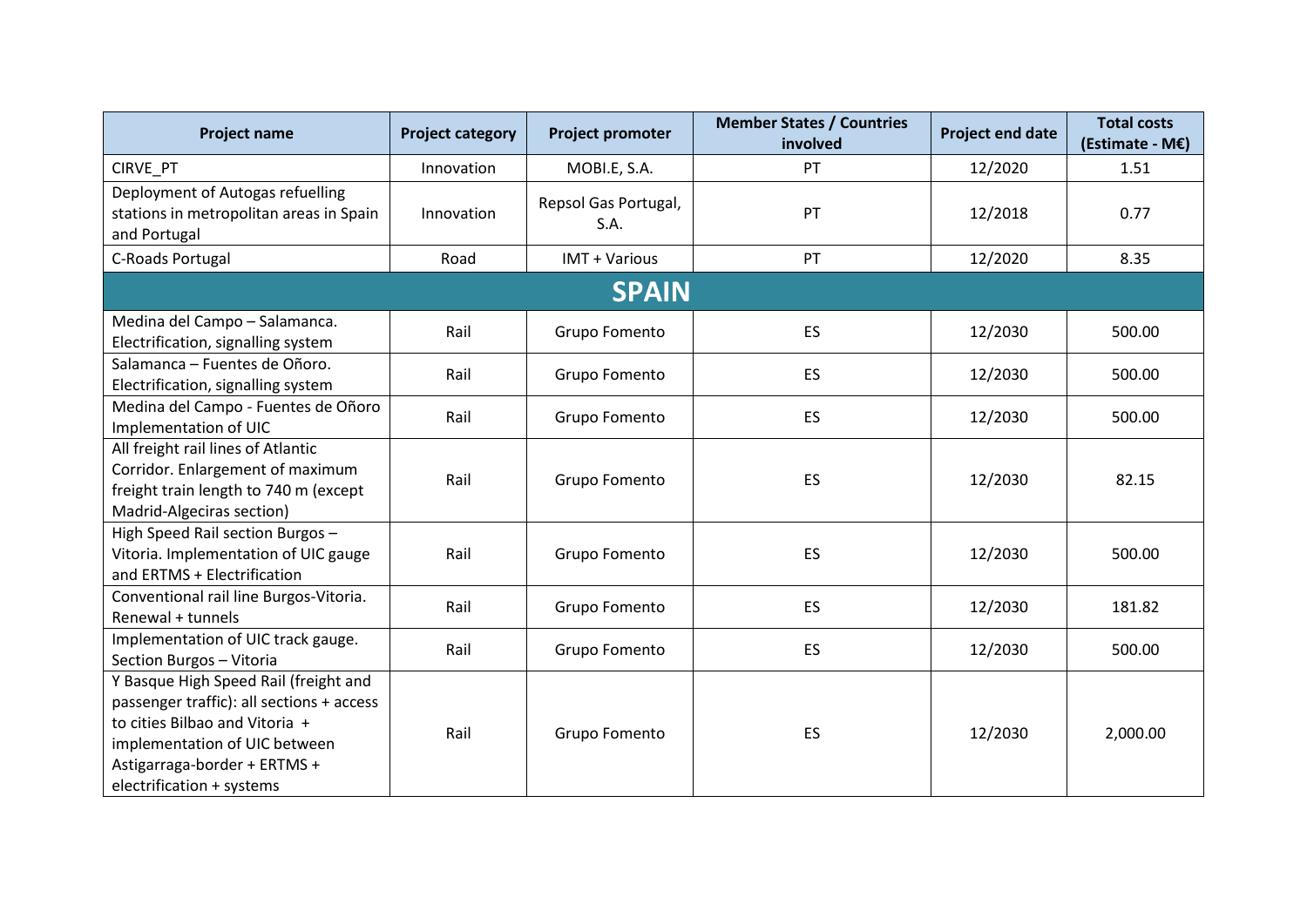| Project name | Project category | Project promoter | Member States / Countries involved | Project end date | Total costs (Estimate - M€) |
|---|---|---|---|---|---|
| CIRVE_PT | Innovation | MOBI.E, S.A. | PT | 12/2020 | 1.51 |
| Deployment of Autogas refuelling stations in metropolitan areas in Spain and Portugal | Innovation | Repsol Gas Portugal, S.A. | PT | 12/2018 | 0.77 |
| C-Roads Portugal | Road | IMT + Various | PT | 12/2020 | 8.35 |
| **SPAIN** | | | | | |
| Medina del Campo – Salamanca. Electrification, signalling system | Rail | Grupo Fomento | ES | 12/2030 | 500.00 |
| Salamanca – Fuentes de Oñoro. Electrification, signalling system | Rail | Grupo Fomento | ES | 12/2030 | 500.00 |
| Medina del Campo - Fuentes de Oñoro Implementation of UIC | Rail | Grupo Fomento | ES | 12/2030 | 500.00 |
| All freight rail lines of Atlantic Corridor. Enlargement of maximum freight train length to 740 m (except Madrid-Algeciras section) | Rail | Grupo Fomento | ES | 12/2030 | 82.15 |
| High Speed Rail section Burgos – Vitoria. Implementation of UIC gauge and ERTMS + Electrification | Rail | Grupo Fomento | ES | 12/2030 | 500.00 |
| Conventional rail line Burgos-Vitoria. Renewal + tunnels | Rail | Grupo Fomento | ES | 12/2030 | 181.82 |
| Implementation of UIC track gauge. Section Burgos – Vitoria | Rail | Grupo Fomento | ES | 12/2030 | 500.00 |
| Y Basque High Speed Rail (freight and passenger traffic): all sections + access to cities Bilbao and Vitoria + implementation of UIC between Astigarraga-border + ERTMS + electrification + systems | Rail | Grupo Fomento | ES | 12/2030 | 2,000.00 |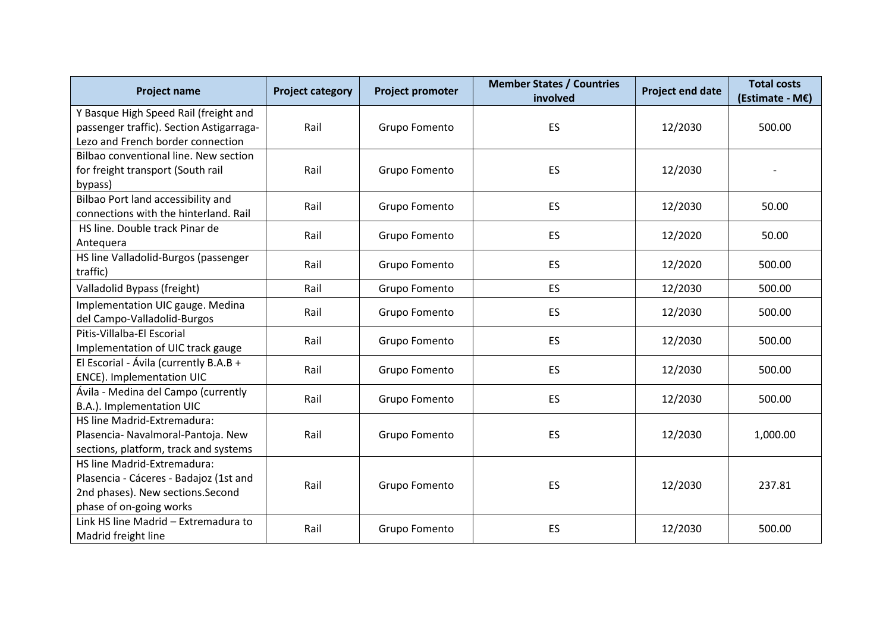| Project name | Project category | Project promoter | Member States / Countries involved | Project end date | Total costs (Estimate - M€) |
|---|---|---|---|---|---|
| Y Basque High Speed Rail (freight and passenger traffic). Section Astigarraga-Lezo and French border connection | Rail | Grupo Fomento | ES | 12/2030 | 500.00 |
| Bilbao conventional line. New section for freight transport (South rail bypass) | Rail | Grupo Fomento | ES | 12/2030 | - |
| Bilbao Port land accessibility and connections with the hinterland. Rail | Rail | Grupo Fomento | ES | 12/2030 | 50.00 |
| HS line. Double track Pinar de Antequera | Rail | Grupo Fomento | ES | 12/2020 | 50.00 |
| HS line Valladolid-Burgos (passenger traffic) | Rail | Grupo Fomento | ES | 12/2020 | 500.00 |
| Valladolid Bypass (freight) | Rail | Grupo Fomento | ES | 12/2030 | 500.00 |
| Implementation UIC gauge. Medina del Campo-Valladolid-Burgos | Rail | Grupo Fomento | ES | 12/2030 | 500.00 |
| Pitis-Villalba-El Escorial Implementation of UIC track gauge | Rail | Grupo Fomento | ES | 12/2030 | 500.00 |
| El Escorial - Ávila (currently B.A.B + ENCE). Implementation UIC | Rail | Grupo Fomento | ES | 12/2030 | 500.00 |
| Ávila - Medina del Campo (currently B.A.). Implementation UIC | Rail | Grupo Fomento | ES | 12/2030 | 500.00 |
| HS line Madrid-Extremadura: Plasencia- Navalmoral-Pantoja. New sections, platform, track and systems | Rail | Grupo Fomento | ES | 12/2030 | 1,000.00 |
| HS line Madrid-Extremadura: Plasencia - Cáceres - Badajoz (1st and 2nd phases). New sections.Second phase of on-going works | Rail | Grupo Fomento | ES | 12/2030 | 237.81 |
| Link HS line Madrid – Extremadura to Madrid freight line | Rail | Grupo Fomento | ES | 12/2030 | 500.00 |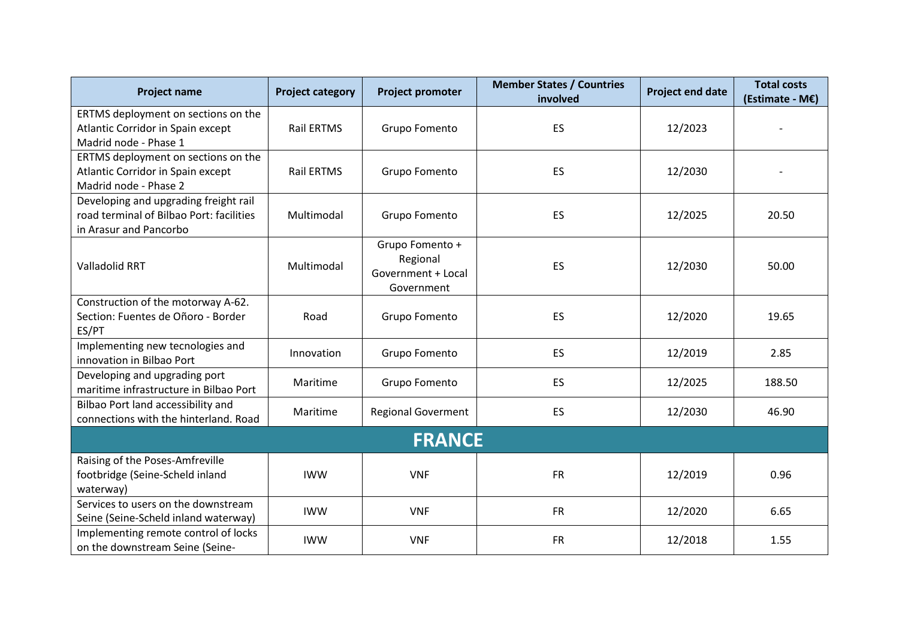| Project name | Project category | Project promoter | Member States / Countries involved | Project end date | Total costs (Estimate - M€) |
|---|---|---|---|---|---|
| ERTMS deployment on sections on the Atlantic Corridor in Spain except Madrid node - Phase 1 | Rail ERTMS | Grupo Fomento | ES | 12/2023 | - |
| ERTMS deployment on sections on the Atlantic Corridor in Spain except Madrid node - Phase 2 | Rail ERTMS | Grupo Fomento | ES | 12/2030 | - |
| Developing and upgrading freight rail road terminal of Bilbao Port: facilities in Arasur and Pancorbo | Multimodal | Grupo Fomento | ES | 12/2025 | 20.50 |
| Valladolid RRT | Multimodal | Grupo Fomento + Regional Government + Local Government | ES | 12/2030 | 50.00 |
| Construction of the motorway A-62. Section: Fuentes de Oñoro - Border ES/PT | Road | Grupo Fomento | ES | 12/2020 | 19.65 |
| Implementing new tecnologies and innovation in Bilbao Port | Innovation | Grupo Fomento | ES | 12/2019 | 2.85 |
| Developing and upgrading port maritime infrastructure in Bilbao Port | Maritime | Grupo Fomento | ES | 12/2025 | 188.50 |
| Bilbao Port land accessibility and connections with the hinterland. Road | Maritime | Regional Goverment | ES | 12/2030 | 46.90 |
| **FRANCE** | | | | | |
| Raising of the Poses-Amfreville footbridge (Seine-Scheld inland waterway) | IWW | VNF | FR | 12/2019 | 0.96 |
| Services to users on the downstream Seine (Seine-Scheld inland waterway) | IWW | VNF | FR | 12/2020 | 6.65 |
| Implementing remote control of locks on the downstream Seine (Seine- | IWW | VNF | FR | 12/2018 | 1.55 |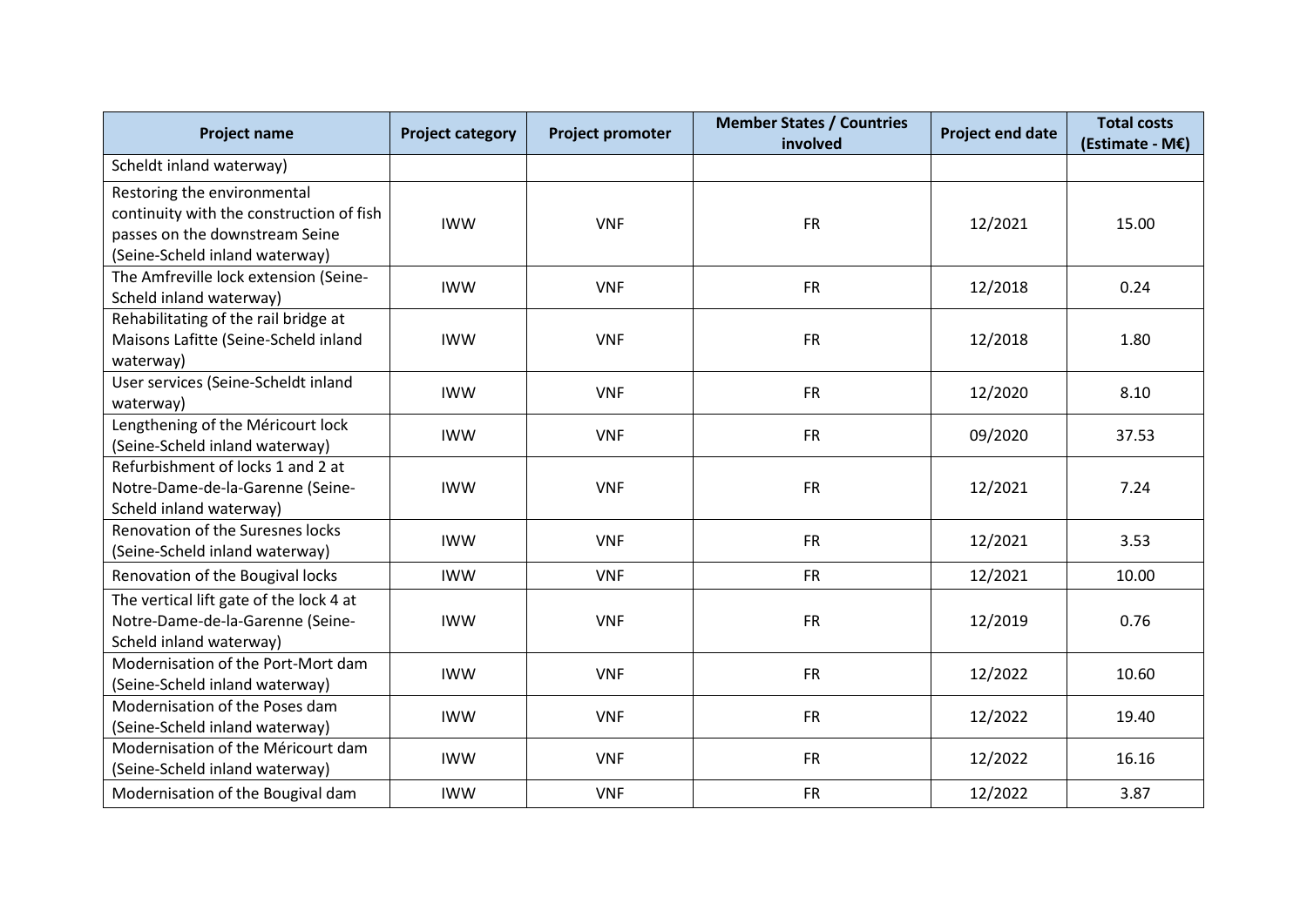| Project name | Project category | Project promoter | Member States / Countries involved | Project end date | Total costs (Estimate - M€) |
|---|---|---|---|---|---|
| Scheldt inland waterway) | | | | | |
| Restoring the environmental continuity with the construction of fish passes on the downstream Seine (Seine-Scheld inland waterway) | IWW | VNF | FR | 12/2021 | 15.00 |
| The Amfreville lock extension (Seine-Scheld inland waterway) | IWW | VNF | FR | 12/2018 | 0.24 |
| Rehabilitating of the rail bridge at Maisons Lafitte (Seine-Scheld inland waterway) | IWW | VNF | FR | 12/2018 | 1.80 |
| User services (Seine-Scheldt inland waterway) | IWW | VNF | FR | 12/2020 | 8.10 |
| Lengthening of the Méricourt lock (Seine-Scheld inland waterway) | IWW | VNF | FR | 09/2020 | 37.53 |
| Refurbishment of locks 1 and 2 at Notre-Dame-de-la-Garenne (Seine-Scheld inland waterway) | IWW | VNF | FR | 12/2021 | 7.24 |
| Renovation of the Suresnes locks (Seine-Scheld inland waterway) | IWW | VNF | FR | 12/2021 | 3.53 |
| Renovation of the Bougival locks | IWW | VNF | FR | 12/2021 | 10.00 |
| The vertical lift gate of the lock 4 at Notre-Dame-de-la-Garenne (Seine-Scheld inland waterway) | IWW | VNF | FR | 12/2019 | 0.76 |
| Modernisation of the Port-Mort dam (Seine-Scheld inland waterway) | IWW | VNF | FR | 12/2022 | 10.60 |
| Modernisation of the Poses dam (Seine-Scheld inland waterway) | IWW | VNF | FR | 12/2022 | 19.40 |
| Modernisation of the Méricourt dam (Seine-Scheld inland waterway) | IWW | VNF | FR | 12/2022 | 16.16 |
| Modernisation of the Bougival dam | IWW | VNF | FR | 12/2022 | 3.87 |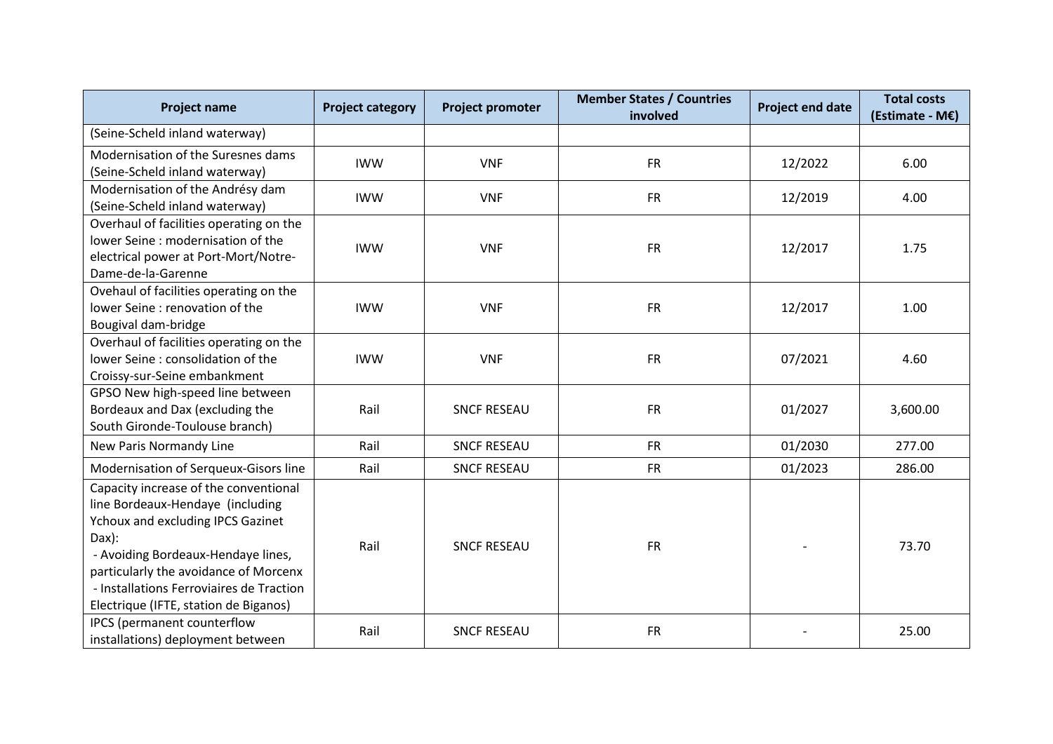| Project name | Project category | Project promoter | Member States / Countries involved | Project end date | Total costs (Estimate - M€) |
|---|---|---|---|---|---|
| (Seine-Scheld inland waterway) | | | | | |
| Modernisation of the Suresnes dams (Seine-Scheld inland waterway) | IWW | VNF | FR | 12/2022 | 6.00 |
| Modernisation of the Andrésy dam (Seine-Scheld inland waterway) | IWW | VNF | FR | 12/2019 | 4.00 |
| Overhaul of facilities operating on the lower Seine : modernisation of the electrical power at Port-Mort/Notre-Dame-de-la-Garenne | IWW | VNF | FR | 12/2017 | 1.75 |
| Ovehaul of facilities operating on the lower Seine : renovation of the Bougival dam-bridge | IWW | VNF | FR | 12/2017 | 1.00 |
| Overhaul of facilities operating on the lower Seine : consolidation of the Croissy-sur-Seine embankment | IWW | VNF | FR | 07/2021 | 4.60 |
| GPSO New high-speed line between Bordeaux and Dax (excluding the South Gironde-Toulouse branch) | Rail | SNCF RESEAU | FR | 01/2027 | 3,600.00 |
| New Paris Normandy Line | Rail | SNCF RESEAU | FR | 01/2030 | 277.00 |
| Modernisation of Serqueux-Gisors line | Rail | SNCF RESEAU | FR | 01/2023 | 286.00 |
| Capacity increase of the conventional line Bordeaux-Hendaye (including Ychoux and excluding IPCS Gazinet Dax):<br>- Avoiding Bordeaux-Hendaye lines, particularly the avoidance of Morcenx<br>- Installations Ferroviaires de Traction Electrique (IFTE, station de Biganos) | Rail | SNCF RESEAU | FR | - | 73.70 |
| IPCS (permanent counterflow installations) deployment between | Rail | SNCF RESEAU | FR | - | 25.00 |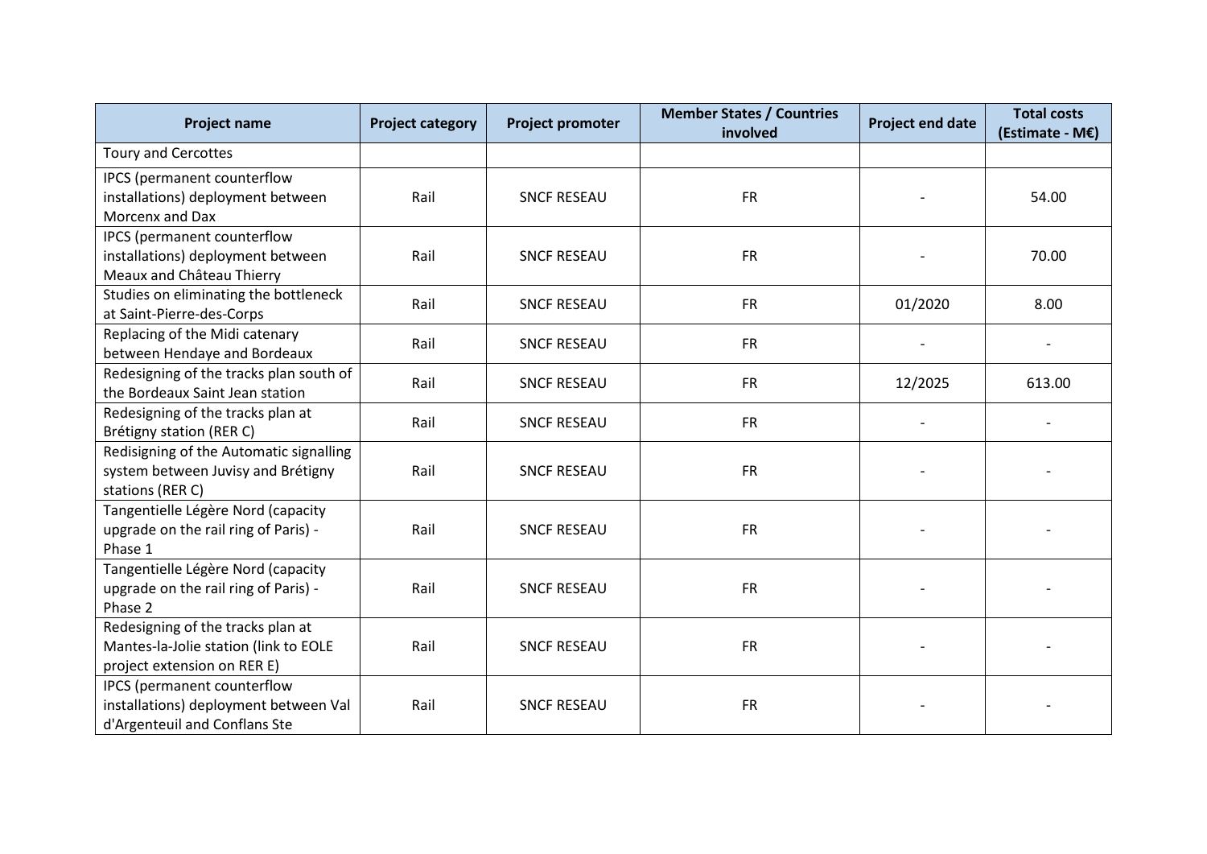| Project name | Project category | Project promoter | Member States / Countries involved | Project end date | Total costs (Estimate - M€) |
|---|---|---|---|---|---|
| Toury and Cercottes | | | | | |
| IPCS (permanent counterflow installations) deployment between Morcenx and Dax | Rail | SNCF RESEAU | FR | - | 54.00 |
| IPCS (permanent counterflow installations) deployment between Meaux and Château Thierry | Rail | SNCF RESEAU | FR | - | 70.00 |
| Studies on eliminating the bottleneck at Saint-Pierre-des-Corps | Rail | SNCF RESEAU | FR | 01/2020 | 8.00 |
| Replacing of the Midi catenary between Hendaye and Bordeaux | Rail | SNCF RESEAU | FR | - | - |
| Redesigning of the tracks plan south of the Bordeaux Saint Jean station | Rail | SNCF RESEAU | FR | 12/2025 | 613.00 |
| Redesigning of the tracks plan at Brétigny station (RER C) | Rail | SNCF RESEAU | FR | - | - |
| Redisigning of the Automatic signalling system between Juvisy and Brétigny stations (RER C) | Rail | SNCF RESEAU | FR | - | - |
| Tangentielle Légère Nord (capacity upgrade on the rail ring of Paris) - Phase 1 | Rail | SNCF RESEAU | FR | - | - |
| Tangentielle Légère Nord (capacity upgrade on the rail ring of Paris) - Phase 2 | Rail | SNCF RESEAU | FR | - | - |
| Redesigning of the tracks plan at Mantes-la-Jolie station (link to EOLE project extension on RER E) | Rail | SNCF RESEAU | FR | - | - |
| IPCS (permanent counterflow installations) deployment between Val d'Argenteuil and Conflans Ste | Rail | SNCF RESEAU | FR | - | - |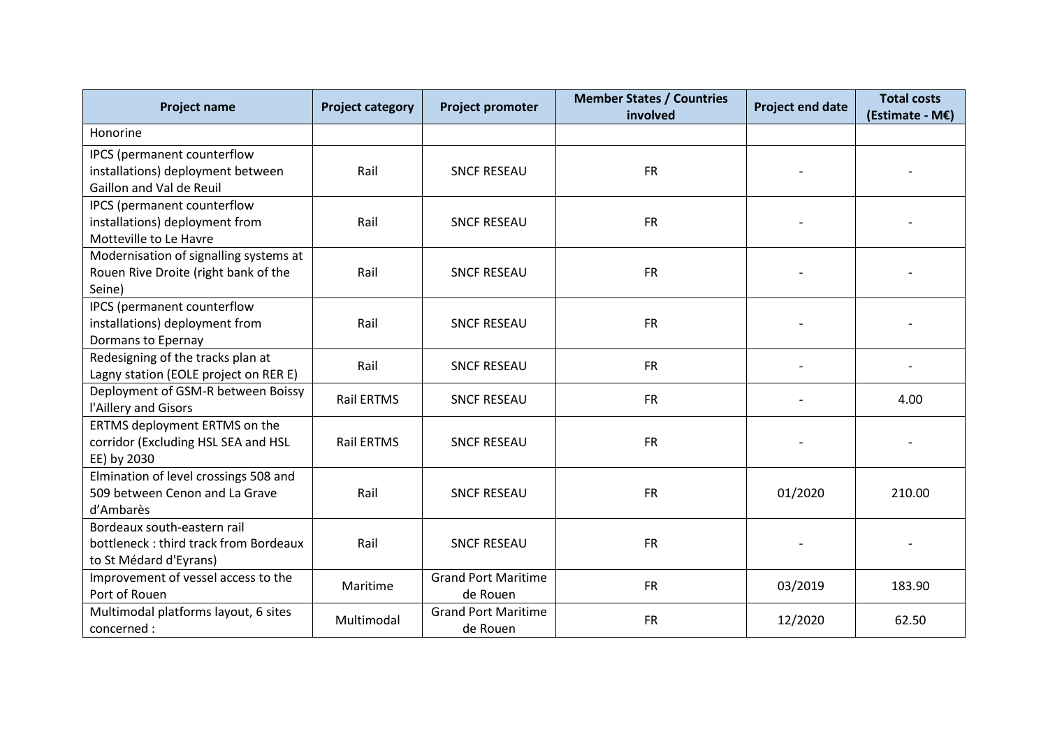| Project name | Project category | Project promoter | Member States / Countries involved | Project end date | Total costs (Estimate - M€) |
|---|---|---|---|---|---|
| Honorine | | | | | |
| IPCS (permanent counterflow installations) deployment between Gaillon and Val de Reuil | Rail | SNCF RESEAU | FR | - | - |
| IPCS (permanent counterflow installations) deployment from Motteville to Le Havre | Rail | SNCF RESEAU | FR | - | - |
| Modernisation of signalling systems at Rouen Rive Droite (right bank of the Seine) | Rail | SNCF RESEAU | FR | - | - |
| IPCS (permanent counterflow installations) deployment from Dormans to Epernay | Rail | SNCF RESEAU | FR | - | - |
| Redesigning of the tracks plan at Lagny station (EOLE project on RER E) | Rail | SNCF RESEAU | FR | - | - |
| Deployment of GSM-R between Boissy l'Aillery and Gisors | Rail ERTMS | SNCF RESEAU | FR | - | 4.00 |
| ERTMS deployment ERTMS on the corridor (Excluding HSL SEA and HSL EE) by 2030 | Rail ERTMS | SNCF RESEAU | FR | - | - |
| Elmination of level crossings 508 and 509 between Cenon and La Grave d'Ambarès | Rail | SNCF RESEAU | FR | 01/2020 | 210.00 |
| Bordeaux south-eastern rail bottleneck : third track from Bordeaux to St Médard d'Eyrans) | Rail | SNCF RESEAU | FR | - | - |
| Improvement of vessel access to the Port of Rouen | Maritime | Grand Port Maritime de Rouen | FR | 03/2019 | 183.90 |
| Multimodal platforms layout, 6 sites concerned : | Multimodal | Grand Port Maritime de Rouen | FR | 12/2020 | 62.50 |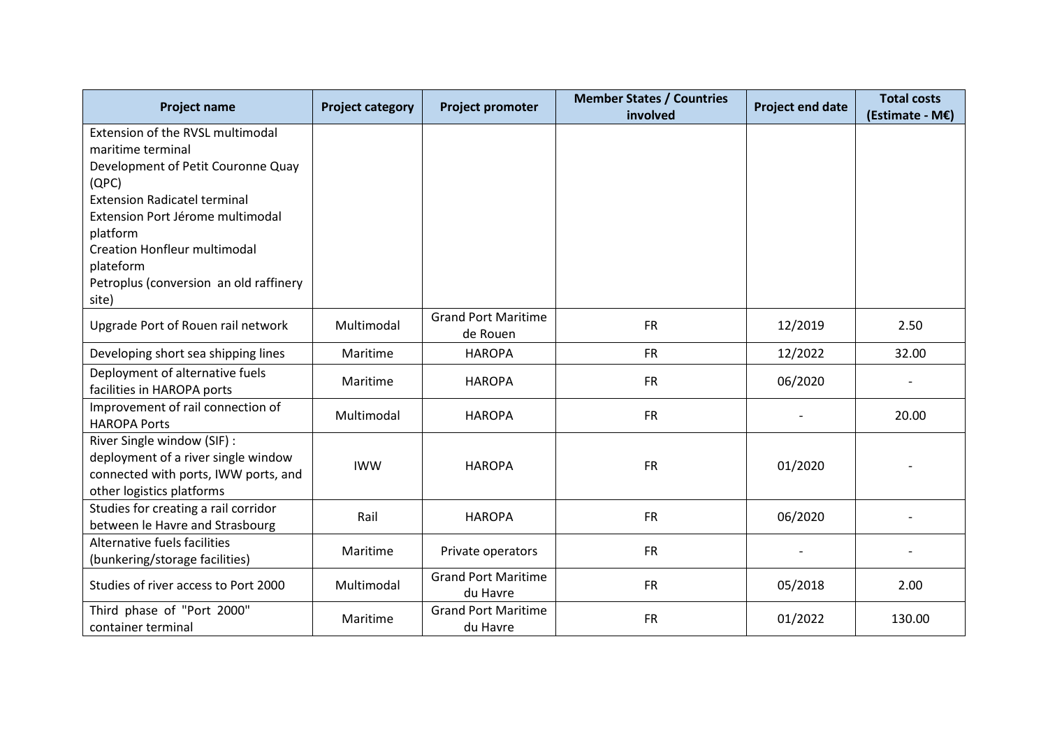| Project name | Project category | Project promoter | Member States / Countries involved | Project end date | Total costs (Estimate - M€) |
|---|---|---|---|---|---|
| Extension of the RVSL multimodal maritime terminal<br>Development of Petit Couronne Quay (QPC)<br>Extension Radicatel terminal<br>Extension Port Jérome multimodal platform<br>Creation Honfleur multimodal plateform<br>Petroplus (conversion an old raffinery site) | | | | | |
| Upgrade Port of Rouen rail network | Multimodal | Grand Port Maritime de Rouen | FR | 12/2019 | 2.50 |
| Developing short sea shipping lines | Maritime | HAROPA | FR | 12/2022 | 32.00 |
| Deployment of alternative fuels facilities in HAROPA ports | Maritime | HAROPA | FR | 06/2020 | - |
| Improvement of rail connection of HAROPA Ports | Multimodal | HAROPA | FR | - | 20.00 |
| River Single window (SIF) : deployment of a river single window connected with ports, IWW ports, and other logistics platforms | IWW | HAROPA | FR | 01/2020 | - |
| Studies for creating a rail corridor between le Havre and Strasbourg | Rail | HAROPA | FR | 06/2020 | - |
| Alternative fuels facilities (bunkering/storage facilities) | Maritime | Private operators | FR | - | - |
| Studies of river access to Port 2000 | Multimodal | Grand Port Maritime du Havre | FR | 05/2018 | 2.00 |
| Third phase of "Port 2000" container terminal | Maritime | Grand Port Maritime du Havre | FR | 01/2022 | 130.00 |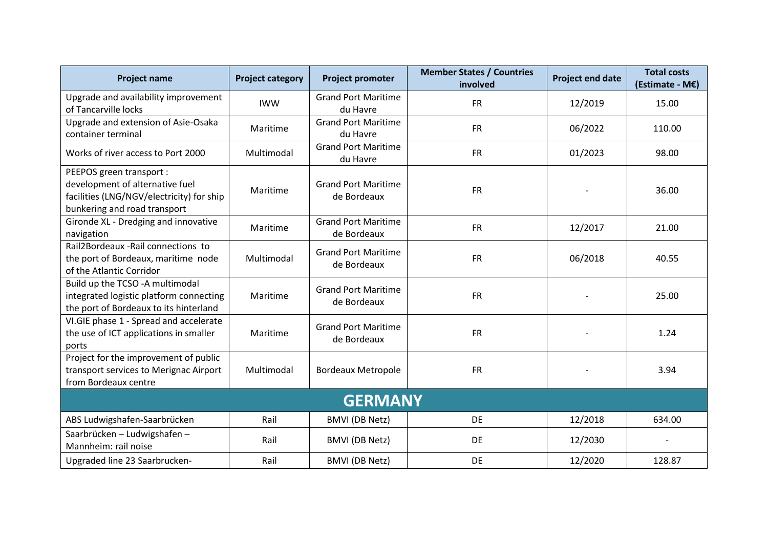| Project name | Project category | Project promoter | Member States / Countries involved | Project end date | Total costs (Estimate - M€) |
|---|---|---|---|---|---|
| Upgrade and availability improvement of Tancarville locks | IWW | Grand Port Maritime du Havre | FR | 12/2019 | 15.00 |
| Upgrade and extension of Asie-Osaka container terminal | Maritime | Grand Port Maritime du Havre | FR | 06/2022 | 110.00 |
| Works of river access to Port 2000 | Multimodal | Grand Port Maritime du Havre | FR | 01/2023 | 98.00 |
| PEEPOS green transport : development of alternative fuel facilities (LNG/NGV/electricity) for ship bunkering and road transport | Maritime | Grand Port Maritime de Bordeaux | FR | - | 36.00 |
| Gironde XL - Dredging and innovative navigation | Maritime | Grand Port Maritime de Bordeaux | FR | 12/2017 | 21.00 |
| Rail2Bordeaux -Rail connections to the port of Bordeaux, maritime node of the Atlantic Corridor | Multimodal | Grand Port Maritime de Bordeaux | FR | 06/2018 | 40.55 |
| Build up the TCSO -A multimodal integrated logistic platform connecting the port of Bordeaux to its hinterland | Maritime | Grand Port Maritime de Bordeaux | FR | - | 25.00 |
| VI.GIE phase 1 - Spread and accelerate the use of ICT applications in smaller ports | Maritime | Grand Port Maritime de Bordeaux | FR | - | 1.24 |
| Project for the improvement of public transport services to Merignac Airport from Bordeaux centre | Multimodal | Bordeaux Metropole | FR | - | 3.94 |
| **GERMANY** | | | | | |
| ABS Ludwigshafen-Saarbrücken | Rail | BMVI (DB Netz) | DE | 12/2018 | 634.00 |
| Saarbrücken – Ludwigshafen – Mannheim: rail noise | Rail | BMVI (DB Netz) | DE | 12/2030 | - |
| Upgraded line 23 Saarbrucken- | Rail | BMVI (DB Netz) | DE | 12/2020 | 128.87 |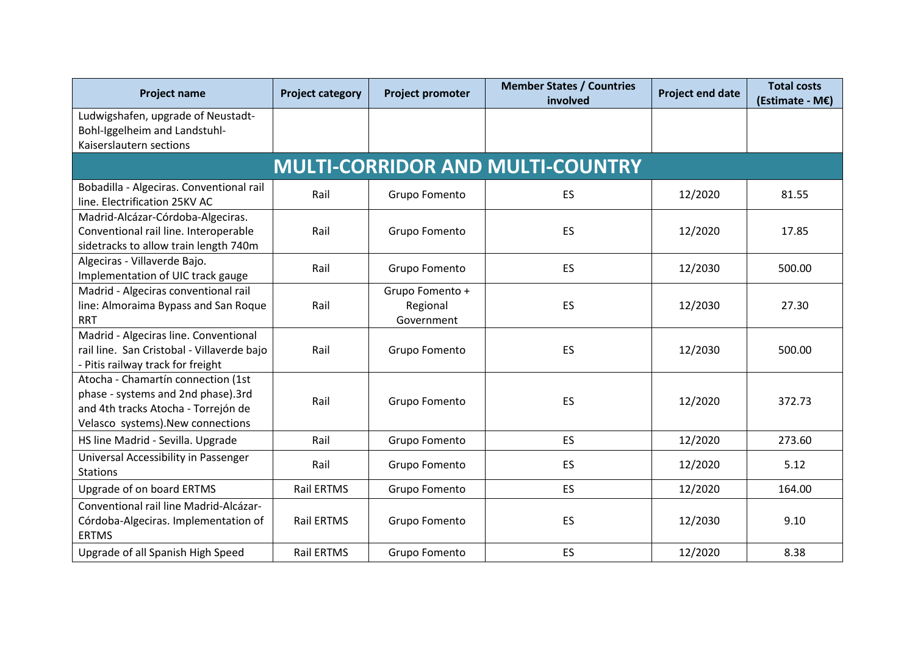| Project name | Project category | Project promoter | Member States / Countries involved | Project end date | Total costs (Estimate - M€) |
|---|---|---|---|---|---|
| Ludwigshafen, upgrade of Neustadt-Bohl-Iggelheim and Landstuhl-Kaiserslautern sections | | | | | |
| **MULTI-CORRIDOR AND MULTI-COUNTRY** | | | | | |
| Bobadilla - Algeciras. Conventional rail line. Electrification 25KV AC | Rail | Grupo Fomento | ES | 12/2020 | 81.55 |
| Madrid-Alcázar-Córdoba-Algeciras. Conventional rail line. Interoperable sidetracks to allow train length 740m | Rail | Grupo Fomento | ES | 12/2020 | 17.85 |
| Algeciras - Villaverde Bajo. Implementation of UIC track gauge | Rail | Grupo Fomento | ES | 12/2030 | 500.00 |
| Madrid - Algeciras conventional rail line: Almoraima Bypass and San Roque RRT | Rail | Grupo Fomento + Regional Government | ES | 12/2030 | 27.30 |
| Madrid - Algeciras line. Conventional rail line. San Cristobal - Villaverde bajo - Pitis railway track for freight | Rail | Grupo Fomento | ES | 12/2030 | 500.00 |
| Atocha - Chamartín connection (1st phase - systems and 2nd phase).3rd and 4th tracks Atocha - Torrejón de Velasco systems).New connections | Rail | Grupo Fomento | ES | 12/2020 | 372.73 |
| HS line Madrid - Sevilla. Upgrade | Rail | Grupo Fomento | ES | 12/2020 | 273.60 |
| Universal Accessibility in Passenger Stations | Rail | Grupo Fomento | ES | 12/2020 | 5.12 |
| Upgrade of on board ERTMS | Rail ERTMS | Grupo Fomento | ES | 12/2020 | 164.00 |
| Conventional rail line Madrid-Alcázar-Córdoba-Algeciras. Implementation of ERTMS | Rail ERTMS | Grupo Fomento | ES | 12/2030 | 9.10 |
| Upgrade of all Spanish High Speed | Rail ERTMS | Grupo Fomento | ES | 12/2020 | 8.38 |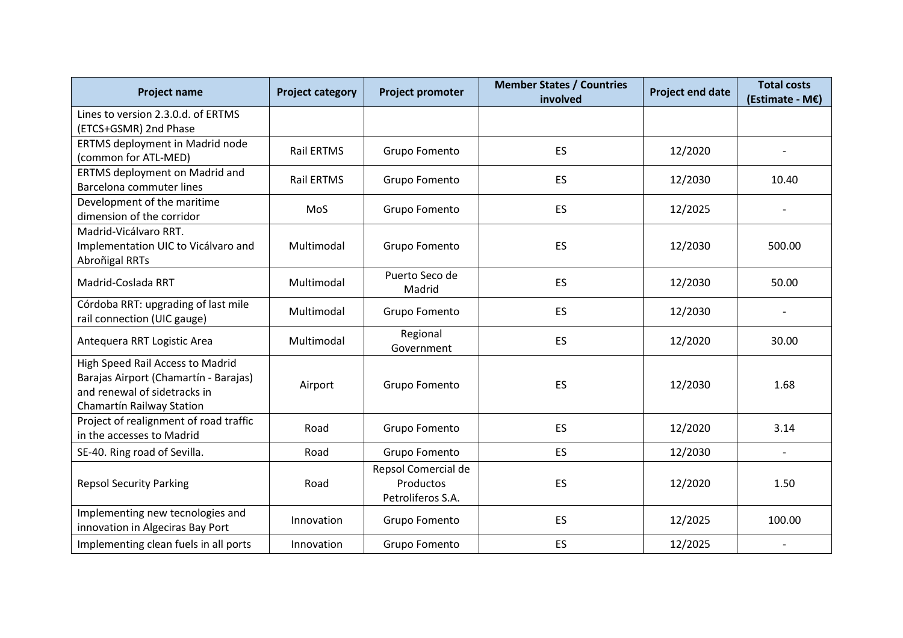| Project name | Project category | Project promoter | Member States / Countries involved | Project end date | Total costs (Estimate - M€) |
|---|---|---|---|---|---|
| Lines to version 2.3.0.d. of ERTMS (ETCS+GSMR) 2nd Phase | | | | | |
| ERTMS deployment in Madrid node (common for ATL-MED) | Rail ERTMS | Grupo Fomento | ES | 12/2020 | - |
| ERTMS deployment on Madrid and Barcelona commuter lines | Rail ERTMS | Grupo Fomento | ES | 12/2030 | 10.40 |
| Development of the maritime dimension of the corridor | MoS | Grupo Fomento | ES | 12/2025 | - |
| Madrid-Vicálvaro RRT. Implementation UIC to Vicálvaro and Abroñigal RRTs | Multimodal | Grupo Fomento | ES | 12/2030 | 500.00 |
| Madrid-Coslada RRT | Multimodal | Puerto Seco de Madrid | ES | 12/2030 | 50.00 |
| Córdoba RRT: upgrading of last mile rail connection (UIC gauge) | Multimodal | Grupo Fomento | ES | 12/2030 | - |
| Antequera RRT Logistic Area | Multimodal | Regional Government | ES | 12/2020 | 30.00 |
| High Speed Rail Access to Madrid Barajas Airport (Chamartín - Barajas) and renewal of sidetracks in Chamartín Railway Station | Airport | Grupo Fomento | ES | 12/2030 | 1.68 |
| Project of realignment of road traffic in the accesses to Madrid | Road | Grupo Fomento | ES | 12/2020 | 3.14 |
| SE-40. Ring road of Sevilla. | Road | Grupo Fomento | ES | 12/2030 | - |
| Repsol Security Parking | Road | Repsol Comercial de Productos Petroliferos S.A. | ES | 12/2020 | 1.50 |
| Implementing new tecnologies and innovation in Algeciras Bay Port | Innovation | Grupo Fomento | ES | 12/2025 | 100.00 |
| Implementing clean fuels in all ports | Innovation | Grupo Fomento | ES | 12/2025 | - |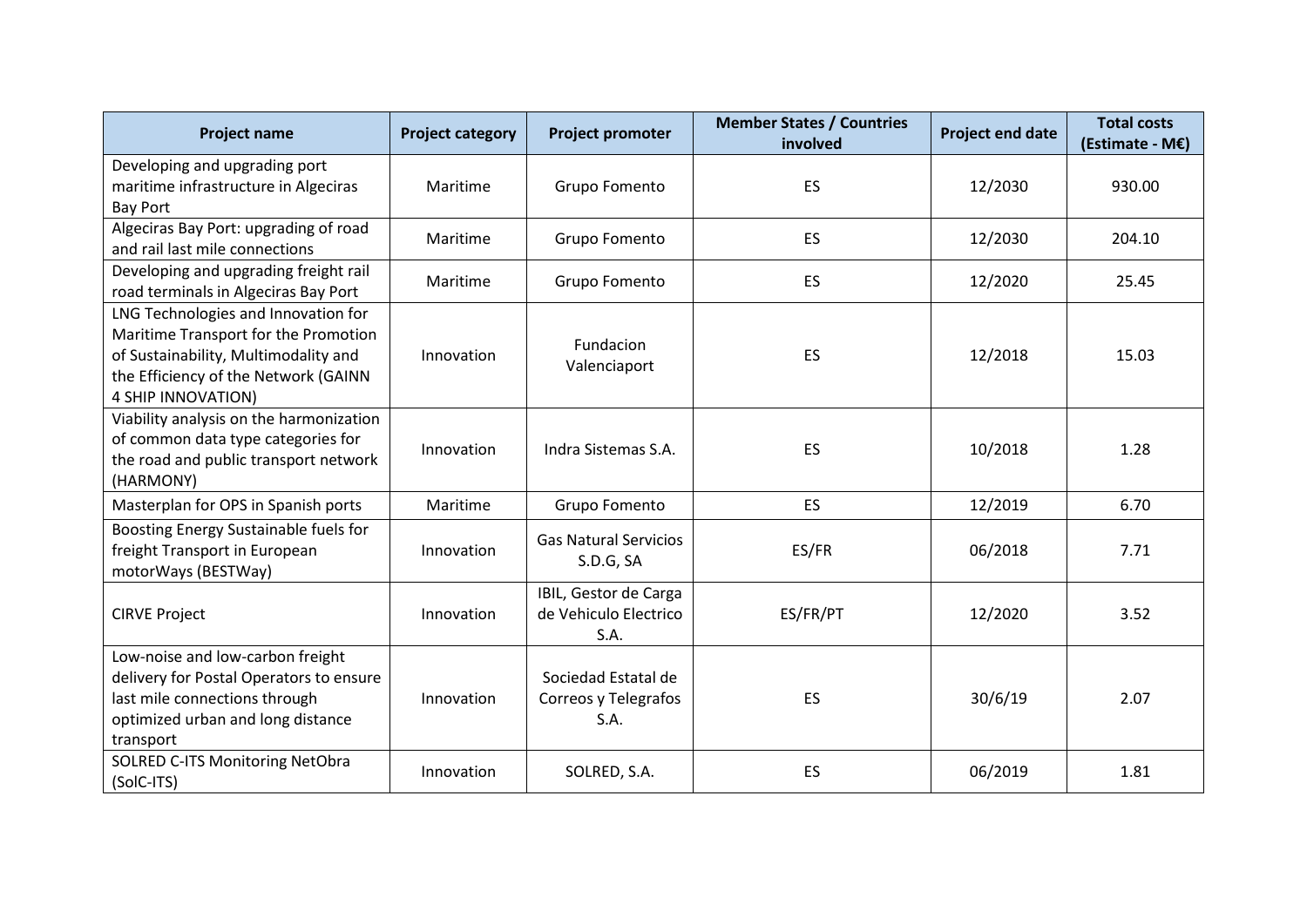| Project name | Project category | Project promoter | Member States / Countries involved | Project end date | Total costs (Estimate - M€) |
|---|---|---|---|---|---|
| Developing and upgrading port maritime infrastructure in Algeciras Bay Port | Maritime | Grupo Fomento | ES | 12/2030 | 930.00 |
| Algeciras Bay Port: upgrading of road and rail last mile connections | Maritime | Grupo Fomento | ES | 12/2030 | 204.10 |
| Developing and upgrading freight rail road terminals in Algeciras Bay Port | Maritime | Grupo Fomento | ES | 12/2020 | 25.45 |
| LNG Technologies and Innovation for Maritime Transport for the Promotion of Sustainability, Multimodality and the Efficiency of the Network (GAINN 4 SHIP INNOVATION) | Innovation | Fundacion Valenciaport | ES | 12/2018 | 15.03 |
| Viability analysis on the harmonization of common data type categories for the road and public transport network (HARMONY) | Innovation | Indra Sistemas S.A. | ES | 10/2018 | 1.28 |
| Masterplan for OPS in Spanish ports | Maritime | Grupo Fomento | ES | 12/2019 | 6.70 |
| Boosting Energy Sustainable fuels for freight Transport in European motorWays (BESTWay) | Innovation | Gas Natural Servicios S.D.G, SA | ES/FR | 06/2018 | 7.71 |
| CIRVE Project | Innovation | IBIL, Gestor de Carga de Vehiculo Electrico S.A. | ES/FR/PT | 12/2020 | 3.52 |
| Low-noise and low-carbon freight delivery for Postal Operators to ensure last mile connections through optimized urban and long distance transport | Innovation | Sociedad Estatal de Correos y Telegrafos S.A. | ES | 30/6/19 | 2.07 |
| SOLRED C-ITS Monitoring NetObra (SolC-ITS) | Innovation | SOLRED, S.A. | ES | 06/2019 | 1.81 |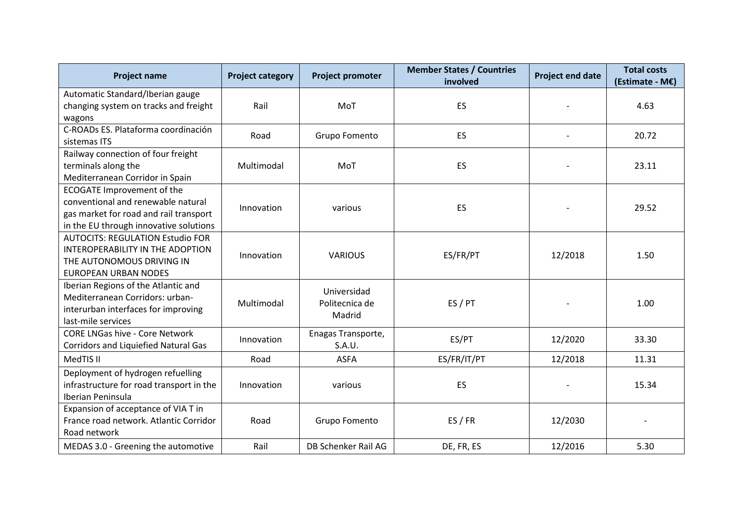| Project name | Project category | Project promoter | Member States / Countries involved | Project end date | Total costs (Estimate - M€) |
|---|---|---|---|---|---|
| Automatic Standard/Iberian gauge changing system on tracks and freight wagons | Rail | MoT | ES | - | 4.63 |
| C-ROADs ES. Plataforma coordinación sistemas ITS | Road | Grupo Fomento | ES | - | 20.72 |
| Railway connection of four freight terminals along the Mediterranean Corridor in Spain | Multimodal | MoT | ES | - | 23.11 |
| ECOGATE Improvement of the conventional and renewable natural gas market for road and rail transport in the EU through innovative solutions | Innovation | various | ES | - | 29.52 |
| AUTOCITS: REGULATION Estudio FOR INTEROPERABILITY IN THE ADOPTION THE AUTONOMOUS DRIVING IN EUROPEAN URBAN NODES | Innovation | VARIOUS | ES/FR/PT | 12/2018 | 1.50 |
| Iberian Regions of the Atlantic and Mediterranean Corridors: urban-interurban interfaces for improving last-mile services | Multimodal | Universidad Politecnica de Madrid | ES / PT | - | 1.00 |
| CORE LNGas hive - Core Network Corridors and Liquified Natural Gas | Innovation | Enagas Transporte, S.A.U. | ES/PT | 12/2020 | 33.30 |
| MedTIS II | Road | ASFA | ES/FR/IT/PT | 12/2018 | 11.31 |
| Deployment of hydrogen refuelling infrastructure for road transport in the Iberian Peninsula | Innovation | various | ES | - | 15.34 |
| Expansion of acceptance of VIA T in France road network. Atlantic Corridor Road network | Road | Grupo Fomento | ES / FR | 12/2030 | - |
| MEDAS 3.0 - Greening the automotive | Rail | DB Schenker Rail AG | DE, FR, ES | 12/2016 | 5.30 |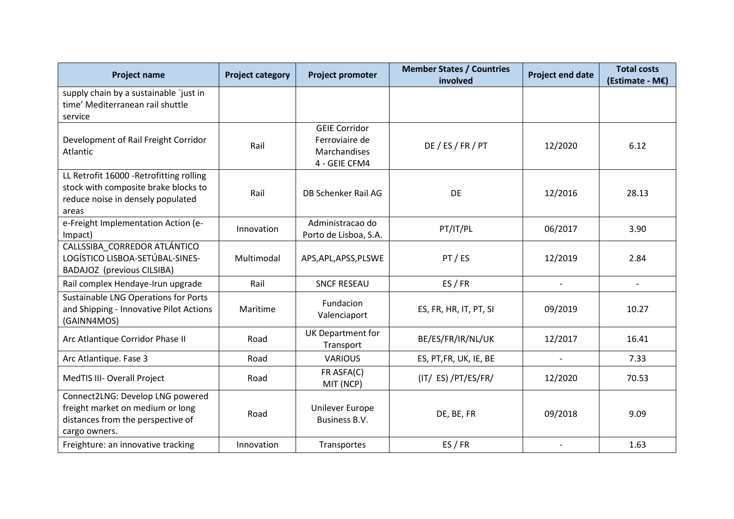| Project name | Project category | Project promoter | Member States / Countries involved | Project end date | Total costs (Estimate - M€) |
|---|---|---|---|---|---|
| supply chain by a sustainable `just in time' Mediterranean rail shuttle service | | | | | |
| Development of Rail Freight Corridor Atlantic | Rail | GEIE Corridor Ferroviaire de Marchandises 4 - GEIE CFM4 | DE / ES / FR / PT | 12/2020 | 6.12 |
| LL Retrofit 16000 -Retrofitting rolling stock with composite brake blocks to reduce noise in densely populated areas | Rail | DB Schenker Rail AG | DE | 12/2016 | 28.13 |
| e-Freight Implementation Action (e-Impact) | Innovation | Administracao do Porto de Lisboa, S.A. | PT/IT/PL | 06/2017 | 3.90 |
| CALLSSIBA_CORREDOR ATLÁNTICO LOGÍSTICO LISBOA-SETÚBAL-SINES-BADAJOZ (previous CILSIBA) | Multimodal | APS,APL,APSS,PLSWE | PT / ES | 12/2019 | 2.84 |
| Rail complex Hendaye-Irun upgrade | Rail | SNCF RESEAU | ES / FR | - | - |
| Sustainable LNG Operations for Ports and Shipping - Innovative Pilot Actions (GAINN4MOS) | Maritime | Fundacion Valenciaport | ES, FR, HR, IT, PT, SI | 09/2019 | 10.27 |
| Arc Atlantique Corridor Phase II | Road | UK Department for Transport | BE/ES/FR/IR/NL/UK | 12/2017 | 16.41 |
| Arc Atlantique. Fase 3 | Road | VARIOUS | ES, PT,FR, UK, IE, BE | - | 7.33 |
| MedTIS III- Overall Project | Road | FR ASFA(C) MIT (NCP) | (IT/ ES) /PT/ES/FR/ | 12/2020 | 70.53 |
| Connect2LNG: Develop LNG powered freight market on medium or long distances from the perspective of cargo owners. | Road | Unilever Europe Business B.V. | DE, BE, FR | 09/2018 | 9.09 |
| Freighture: an innovative tracking | Innovation | Transportes | ES / FR | - | 1.63 |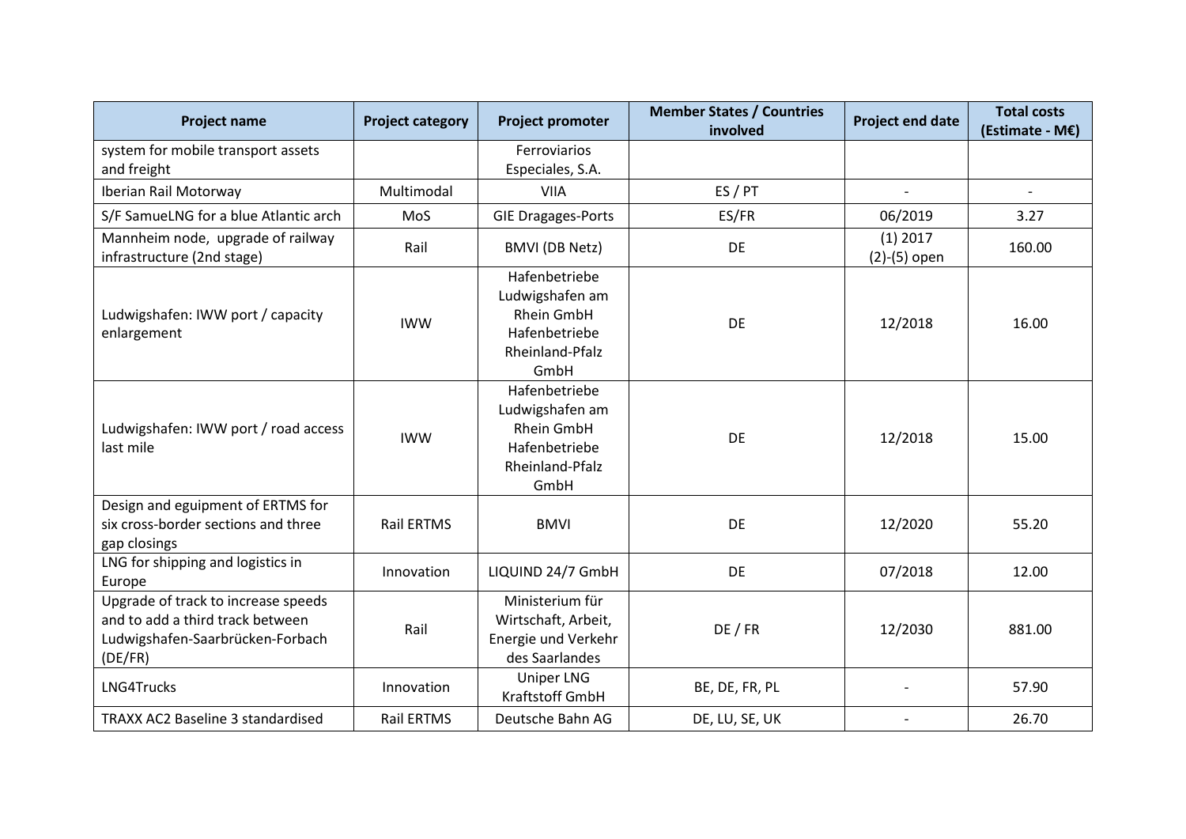| Project name | Project category | Project promoter | Member States / Countries involved | Project end date | Total costs (Estimate - M€) |
|---|---|---|---|---|---|
| system for mobile transport assets and freight | | Ferroviarios Especiales, S.A. | | | |
| Iberian Rail Motorway | Multimodal | VIIA | ES / PT | - | - |
| S/F SamueLNG for a blue Atlantic arch | MoS | GIE Dragages-Ports | ES/FR | 06/2019 | 3.27 |
| Mannheim node, upgrade of railway infrastructure (2nd stage) | Rail | BMVI (DB Netz) | DE | (1) 2017 (2)-(5) open | 160.00 |
| Ludwigshafen: IWW port / capacity enlargement | IWW | Hafenbetriebe Ludwigshafen am Rhein GmbH Hafenbetriebe Rheinland-Pfalz GmbH | DE | 12/2018 | 16.00 |
| Ludwigshafen: IWW port / road access last mile | IWW | Hafenbetriebe Ludwigshafen am Rhein GmbH Hafenbetriebe Rheinland-Pfalz GmbH | DE | 12/2018 | 15.00 |
| Design and eguipment of ERTMS for six cross-border sections and three gap closings | Rail ERTMS | BMVI | DE | 12/2020 | 55.20 |
| LNG for shipping and logistics in Europe | Innovation | LIQUIND 24/7 GmbH | DE | 07/2018 | 12.00 |
| Upgrade of track to increase speeds and to add a third track between Ludwigshafen-Saarbrücken-Forbach (DE/FR) | Rail | Ministerium für Wirtschaft, Arbeit, Energie und Verkehr des Saarlandes | DE / FR | 12/2030 | 881.00 |
| LNG4Trucks | Innovation | Uniper LNG Kraftstoff GmbH | BE, DE, FR, PL | - | 57.90 |
| TRAXX AC2 Baseline 3 standardised | Rail ERTMS | Deutsche Bahn AG | DE, LU, SE, UK | - | 26.70 |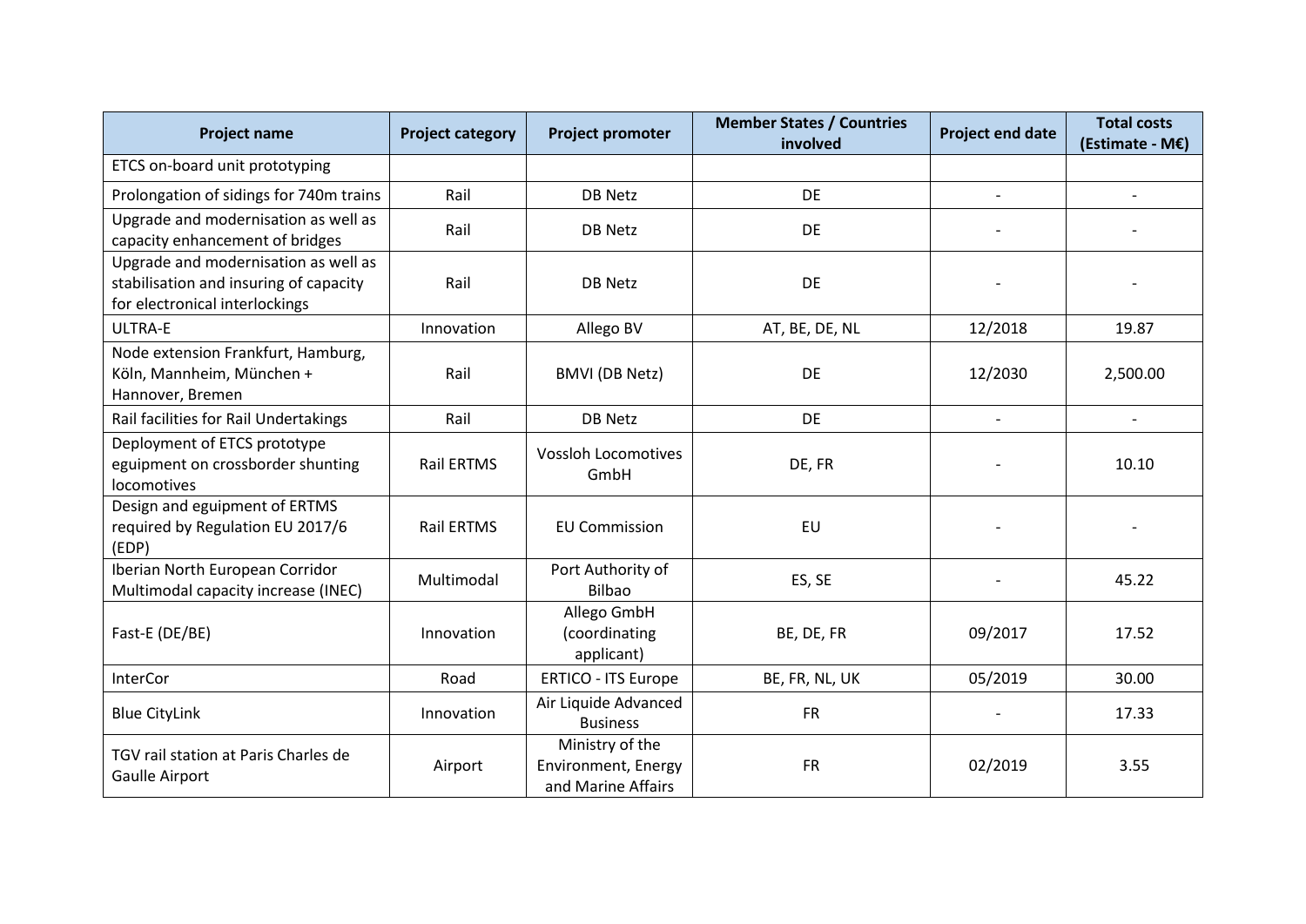| Project name | Project category | Project promoter | Member States / Countries involved | Project end date | Total costs (Estimate - M€) |
|---|---|---|---|---|---|
| ETCS on-board unit prototyping | | | | | |
| Prolongation of sidings for 740m trains | Rail | DB Netz | DE | - | - |
| Upgrade and modernisation as well as capacity enhancement of bridges | Rail | DB Netz | DE | - | - |
| Upgrade and modernisation as well as stabilisation and insuring of capacity for electronical interlockings | Rail | DB Netz | DE | - | - |
| ULTRA-E | Innovation | Allego BV | AT, BE, DE, NL | 12/2018 | 19.87 |
| Node extension Frankfurt, Hamburg, Köln, Mannheim, München + Hannover, Bremen | Rail | BMVI (DB Netz) | DE | 12/2030 | 2,500.00 |
| Rail facilities for Rail Undertakings | Rail | DB Netz | DE | - | - |
| Deployment of ETCS prototype eguipment on crossborder shunting locomotives | Rail ERTMS | Vossloh Locomotives GmbH | DE, FR | - | 10.10 |
| Design and eguipment of ERTMS required by Regulation EU 2017/6 (EDP) | Rail ERTMS | EU Commission | EU | - | - |
| Iberian North European Corridor Multimodal capacity increase (INEC) | Multimodal | Port Authority of Bilbao | ES, SE | - | 45.22 |
| Fast-E (DE/BE) | Innovation | Allego GmbH (coordinating applicant) | BE, DE, FR | 09/2017 | 17.52 |
| InterCor | Road | ERTICO - ITS Europe | BE, FR, NL, UK | 05/2019 | 30.00 |
| Blue CityLink | Innovation | Air Liquide Advanced Business | FR | - | 17.33 |
| TGV rail station at Paris Charles de Gaulle Airport | Airport | Ministry of the Environment, Energy and Marine Affairs | FR | 02/2019 | 3.55 |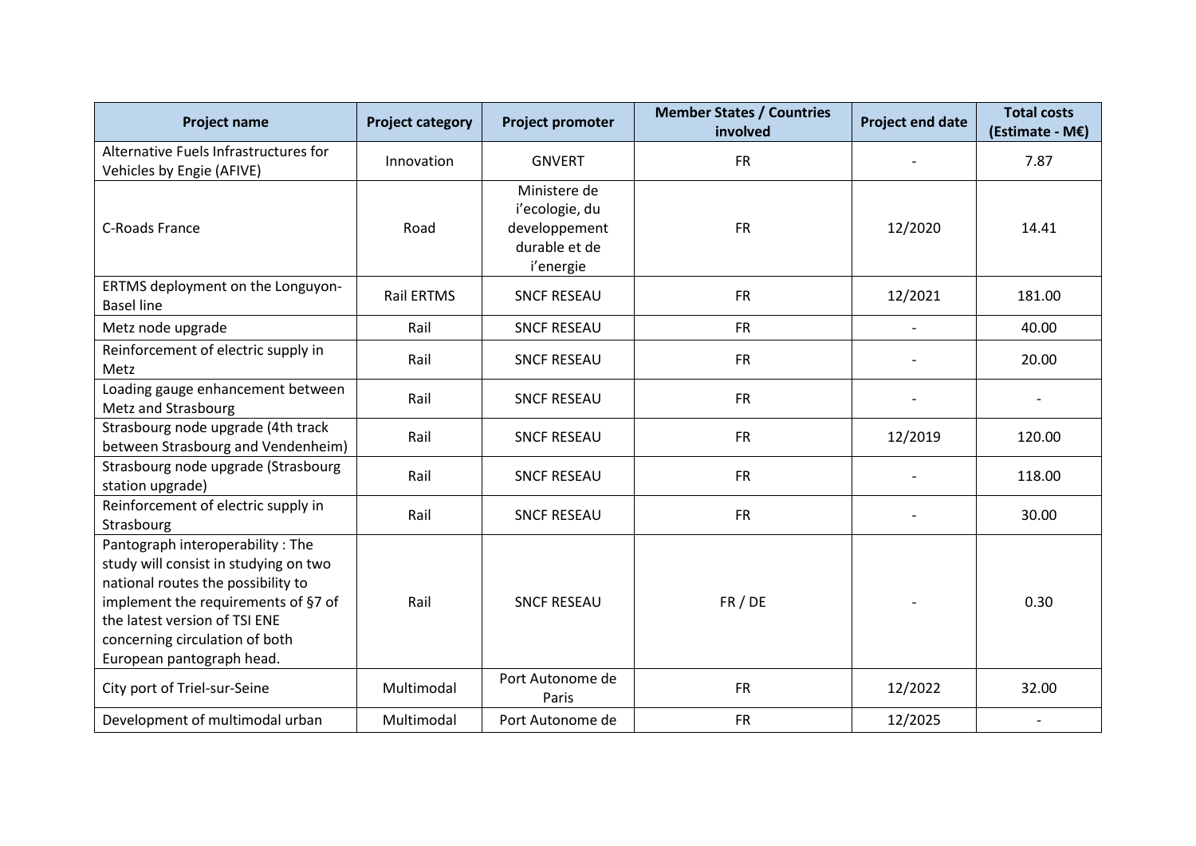| Project name | Project category | Project promoter | Member States / Countries involved | Project end date | Total costs (Estimate - M€) |
| --- | --- | --- | --- | --- | --- |
| Alternative Fuels Infrastructures for Vehicles by Engie (AFIVE) | Innovation | GNVERT | FR | - | 7.87 |
| C-Roads France | Road | Ministere de i'ecologie, du developpement durable et de i'energie | FR | 12/2020 | 14.41 |
| ERTMS deployment on the Longuyon-Basel line | Rail ERTMS | SNCF RESEAU | FR | 12/2021 | 181.00 |
| Metz node upgrade | Rail | SNCF RESEAU | FR | - | 40.00 |
| Reinforcement of electric supply in Metz | Rail | SNCF RESEAU | FR | - | 20.00 |
| Loading gauge enhancement between Metz and Strasbourg | Rail | SNCF RESEAU | FR | - | - |
| Strasbourg node upgrade (4th track between Strasbourg and Vendenheim) | Rail | SNCF RESEAU | FR | 12/2019 | 120.00 |
| Strasbourg node upgrade (Strasbourg station upgrade) | Rail | SNCF RESEAU | FR | - | 118.00 |
| Reinforcement of electric supply in Strasbourg | Rail | SNCF RESEAU | FR | - | 30.00 |
| Pantograph interoperability : The study will consist in studying on two national routes the possibility to implement the requirements of §7 of the latest version of TSI ENE concerning circulation of both European pantograph head. | Rail | SNCF RESEAU | FR / DE | - | 0.30 |
| City port of Triel-sur-Seine | Multimodal | Port Autonome de Paris | FR | 12/2022 | 32.00 |
| Development of multimodal urban | Multimodal | Port Autonome de | FR | 12/2025 | - |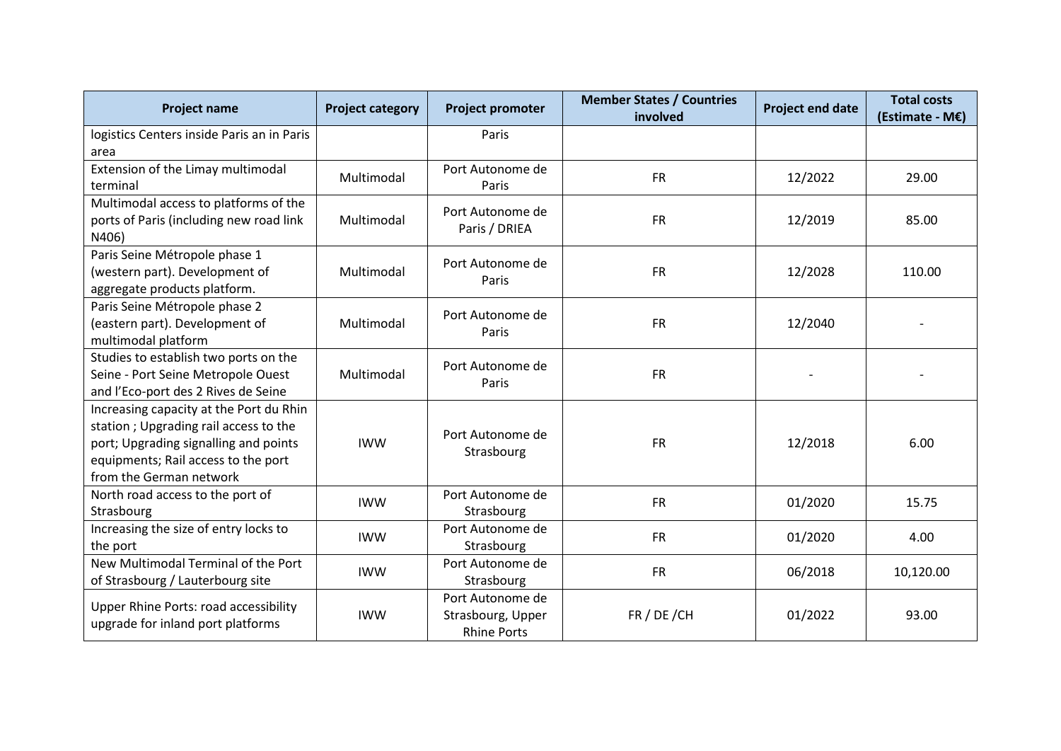| Project name | Project category | Project promoter | Member States / Countries involved | Project end date | Total costs (Estimate - M€) |
|---|---|---|---|---|---|
| logistics Centers inside Paris an in Paris area | | Paris | | | |
| Extension of the Limay multimodal terminal | Multimodal | Port Autonome de Paris | FR | 12/2022 | 29.00 |
| Multimodal access to platforms of the ports of Paris (including new road link N406) | Multimodal | Port Autonome de Paris / DRIEA | FR | 12/2019 | 85.00 |
| Paris Seine Métropole phase 1 (western part). Development of aggregate products platform. | Multimodal | Port Autonome de Paris | FR | 12/2028 | 110.00 |
| Paris Seine Métropole phase 2 (eastern part). Development of multimodal platform | Multimodal | Port Autonome de Paris | FR | 12/2040 | - |
| Studies to establish two ports on the Seine - Port Seine Metropole Ouest and l'Eco-port des 2 Rives de Seine | Multimodal | Port Autonome de Paris | FR | - | - |
| Increasing capacity at the Port du Rhin station ; Upgrading rail access to the port; Upgrading signalling and points equipments; Rail access to the port from the German network | IWW | Port Autonome de Strasbourg | FR | 12/2018 | 6.00 |
| North road access to the port of Strasbourg | IWW | Port Autonome de Strasbourg | FR | 01/2020 | 15.75 |
| Increasing the size of entry locks to the port | IWW | Port Autonome de Strasbourg | FR | 01/2020 | 4.00 |
| New Multimodal Terminal of the Port of Strasbourg / Lauterbourg site | IWW | Port Autonome de Strasbourg | FR | 06/2018 | 10,120.00 |
| Upper Rhine Ports: road accessibility upgrade for inland port platforms | IWW | Port Autonome de Strasbourg, Upper Rhine Ports | FR / DE /CH | 01/2022 | 93.00 |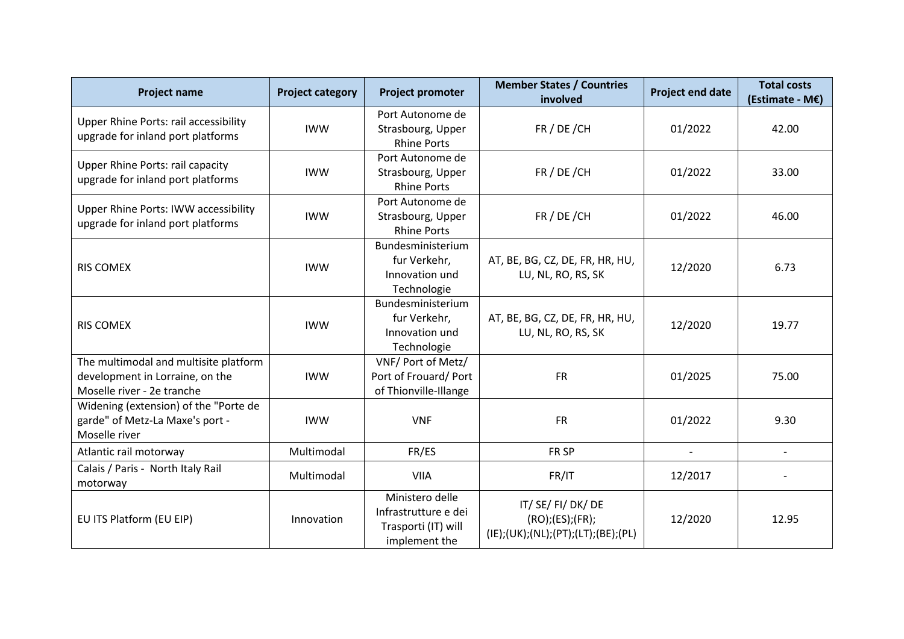| Project name | Project category | Project promoter | Member States / Countries involved | Project end date | Total costs (Estimate - M€) |
|---|---|---|---|---|---|
| Upper Rhine Ports: rail accessibility upgrade for inland port platforms | IWW | Port Autonome de Strasbourg, Upper Rhine Ports | FR / DE /CH | 01/2022 | 42.00 |
| Upper Rhine Ports: rail capacity upgrade for inland port platforms | IWW | Port Autonome de Strasbourg, Upper Rhine Ports | FR / DE /CH | 01/2022 | 33.00 |
| Upper Rhine Ports: IWW accessibility upgrade for inland port platforms | IWW | Port Autonome de Strasbourg, Upper Rhine Ports | FR / DE /CH | 01/2022 | 46.00 |
| RIS COMEX | IWW | Bundesministerium fur Verkehr, Innovation und Technologie | AT, BE, BG, CZ, DE, FR, HR, HU, LU, NL, RO, RS, SK | 12/2020 | 6.73 |
| RIS COMEX | IWW | Bundesministerium fur Verkehr, Innovation und Technologie | AT, BE, BG, CZ, DE, FR, HR, HU, LU, NL, RO, RS, SK | 12/2020 | 19.77 |
| The multimodal and multisite platform development in Lorraine, on the Moselle river - 2e tranche | IWW | VNF/ Port of Metz/ Port of Frouard/ Port of Thionville-Illange | FR | 01/2025 | 75.00 |
| Widening (extension) of the "Porte de garde" of Metz-La Maxe's port - Moselle river | IWW | VNF | FR | 01/2022 | 9.30 |
| Atlantic rail motorway | Multimodal | FR/ES | FR SP | - | - |
| Calais / Paris - North Italy Rail motorway | Multimodal | VIIA | FR/IT | 12/2017 | - |
| EU ITS Platform (EU EIP) | Innovation | Ministero delle Infrastrutture e dei Trasporti (IT) will implement the | IT/ SE/ FI/ DK/ DE (RO);(ES);(FR);(IE);(UK);(NL);(PT);(LT);(BE);(PL) | 12/2020 | 12.95 |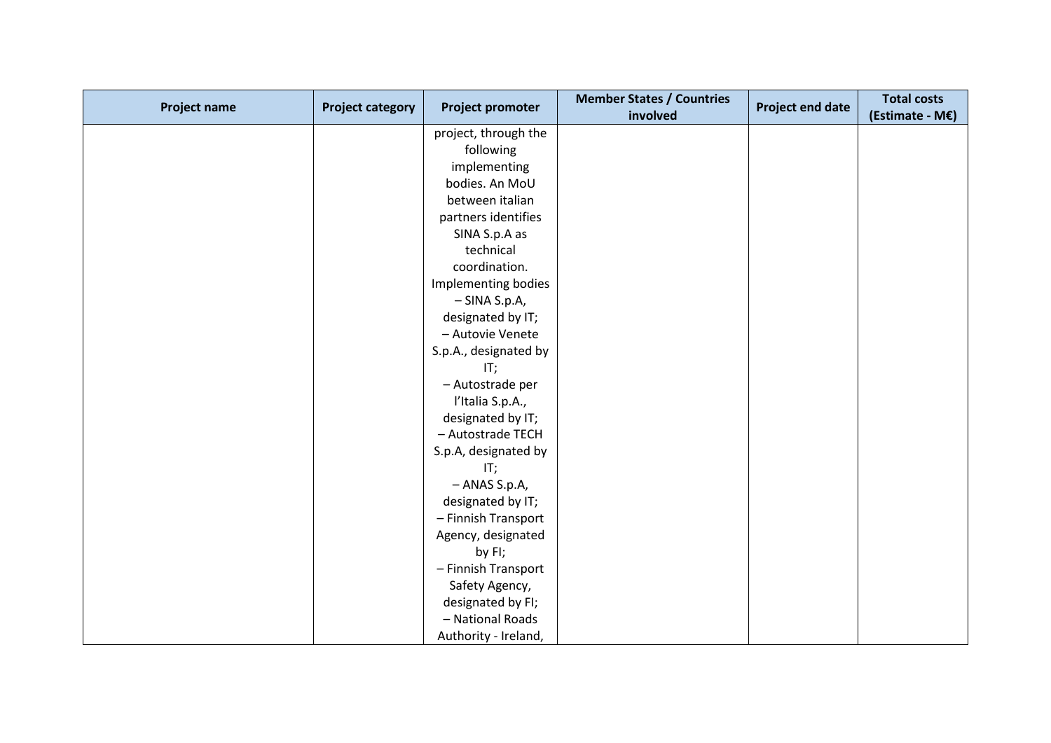| Project name | Project category | Project promoter | Member States / Countries involved | Project end date | Total costs (Estimate - M€) |
|---|---|---|---|---|---|
| | | project, through the following implementing bodies. An MoU between italian partners identifies SINA S.p.A as technical coordination. Implementing bodies – SINA S.p.A, designated by IT; – Autovie Venete S.p.A., designated by IT; – Autostrade per l'Italia S.p.A., designated by IT; – Autostrade TECH S.p.A, designated by IT; – ANAS S.p.A, designated by IT; – Finnish Transport Agency, designated by FI; – Finnish Transport Safety Agency, designated by FI; – National Roads Authority - Ireland, | | | |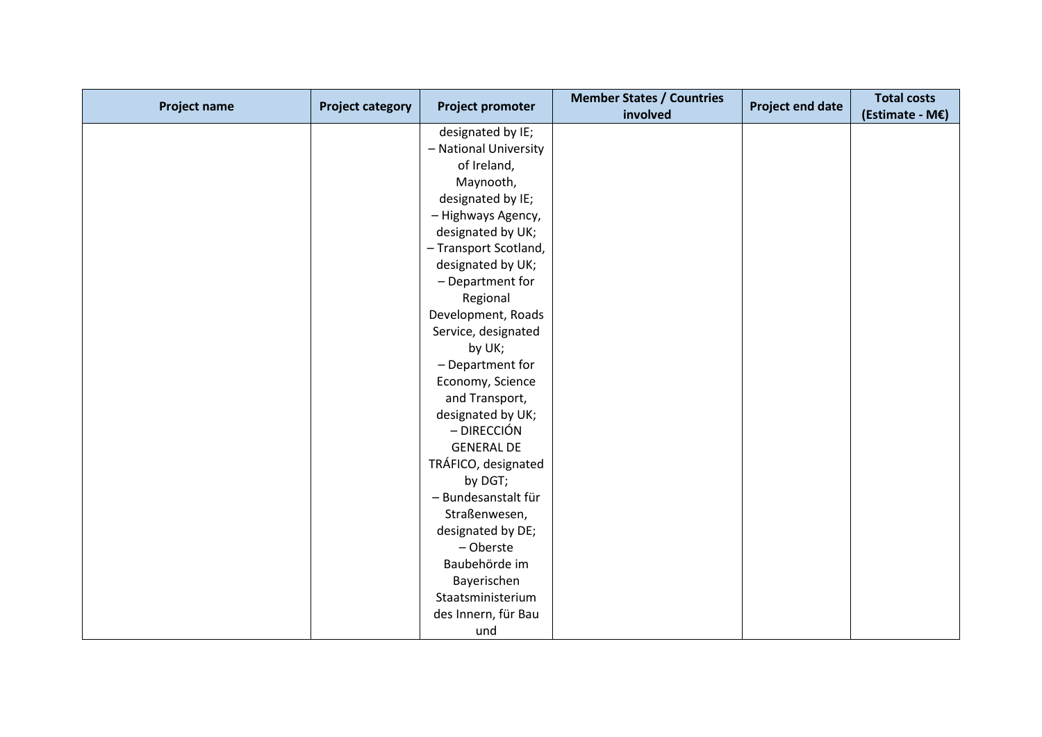| Project name | Project category | Project promoter | Member States / Countries involved | Project end date | Total costs (Estimate - M€) |
| --- | --- | --- | --- | --- | --- |
| | | designated by IE; – National University of Ireland, Maynooth, designated by IE; – Highways Agency, designated by UK; – Transport Scotland, designated by UK; – Department for Regional Development, Roads Service, designated by UK; – Department for Economy, Science and Transport, designated by UK; – DIRECCIÓN GENERAL DE TRÁFICO, designated by DGT; – Bundesanstalt für Straßenwesen, designated by DE; – Oberste Baubehörde im Bayerischen Staatsministerium des Innern, für Bau und | | | |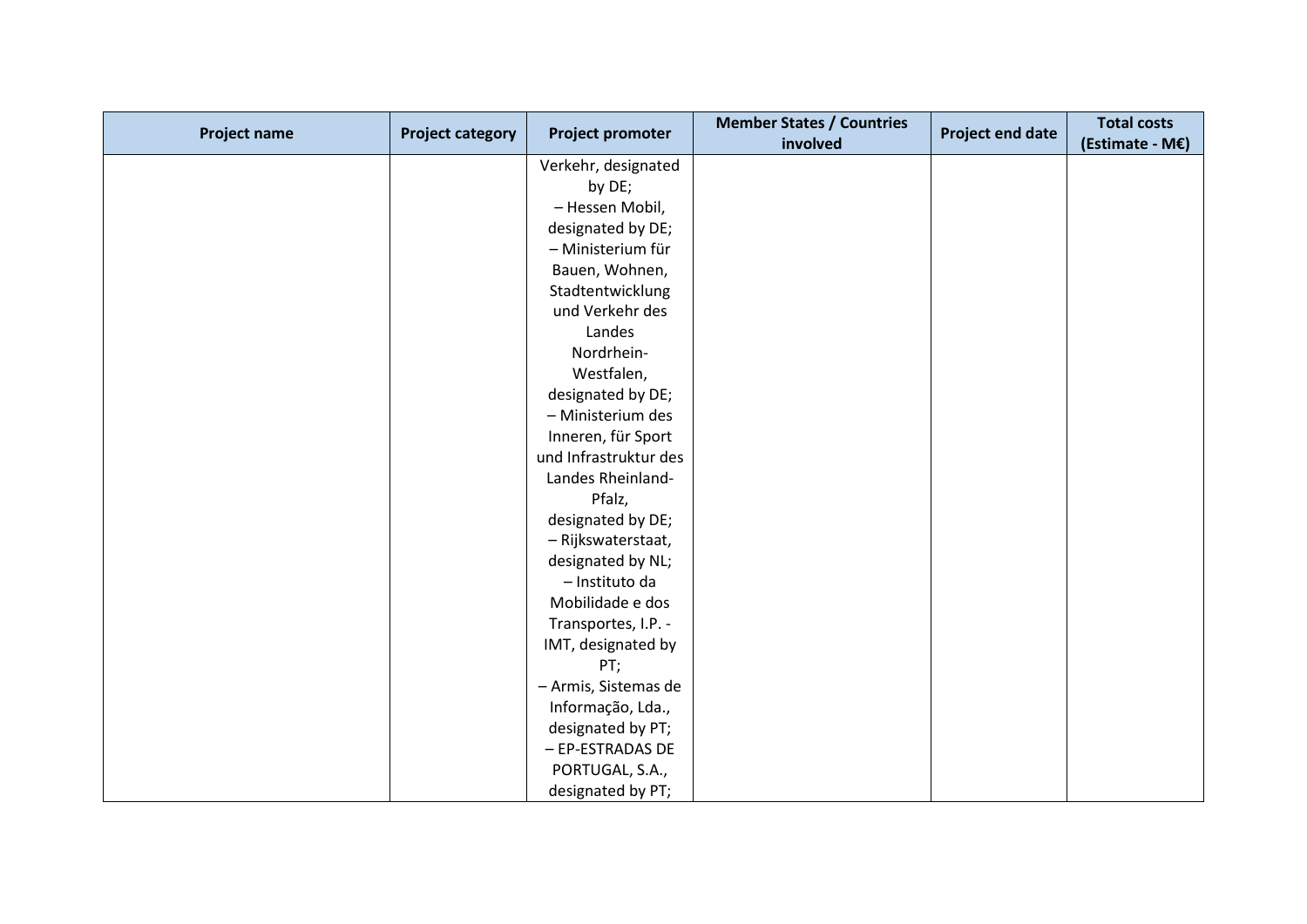| Project name | Project category | Project promoter | Member States / Countries involved | Project end date | Total costs (Estimate - M€) |
|---|---|---|---|---|---|
| | | Verkehr, designated by DE;<br>– Hessen Mobil, designated by DE;<br>– Ministerium für Bauen, Wohnen, Stadtentwicklung und Verkehr des Landes Nordrhein-Westfalen, designated by DE;<br>– Ministerium des Inneren, für Sport und Infrastruktur des Landes Rheinland-Pfalz, designated by DE;<br>– Rijkswaterstaat, designated by NL;<br>– Instituto da Mobilidade e dos Transportes, I.P. - IMT, designated by PT;<br>– Armis, Sistemas de Informação, Lda., designated by PT;<br>– EP-ESTRADAS DE PORTUGAL, S.A., designated by PT; | | | |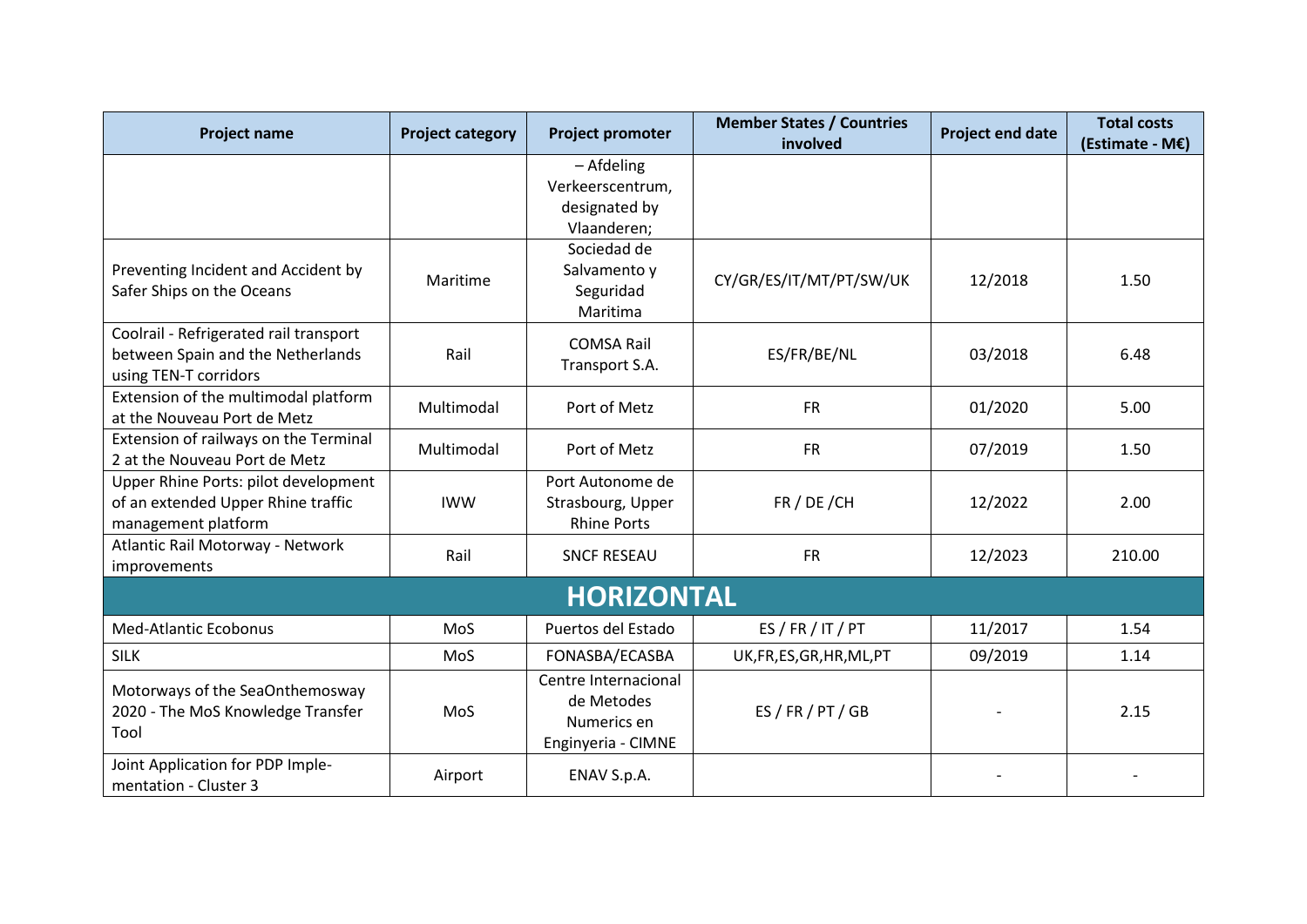| Project name | Project category | Project promoter | Member States / Countries involved | Project end date | Total costs (Estimate - M€) |
|---|---|---|---|---|---|
| | | – Afdeling Verkeerscentrum, designated by Vlaanderen; | | | |
| Preventing Incident and Accident by Safer Ships on the Oceans | Maritime | Sociedad de Salvamento y Seguridad Maritima | CY/GR/ES/IT/MT/PT/SW/UK | 12/2018 | 1.50 |
| Coolrail - Refrigerated rail transport between Spain and the Netherlands using TEN-T corridors | Rail | COMSA Rail Transport S.A. | ES/FR/BE/NL | 03/2018 | 6.48 |
| Extension of the multimodal platform at the Nouveau Port de Metz | Multimodal | Port of Metz | FR | 01/2020 | 5.00 |
| Extension of railways on the Terminal 2 at the Nouveau Port de Metz | Multimodal | Port of Metz | FR | 07/2019 | 1.50 |
| Upper Rhine Ports: pilot development of an extended Upper Rhine traffic management platform | IWW | Port Autonome de Strasbourg, Upper Rhine Ports | FR / DE /CH | 12/2022 | 2.00 |
| Atlantic Rail Motorway - Network improvements | Rail | SNCF RESEAU | FR | 12/2023 | 210.00 |
| **HORIZONTAL** | | | | | |
| Med-Atlantic Ecobonus | MoS | Puertos del Estado | ES / FR / IT / PT | 11/2017 | 1.54 |
| SILK | MoS | FONASBA/ECASBA | UK,FR,ES,GR,HR,ML,PT | 09/2019 | 1.14 |
| Motorways of the SeaOnthemosway 2020 - The MoS Knowledge Transfer Tool | MoS | Centre Internacional de Metodes Numerics en Enginyeria - CIMNE | ES / FR / PT / GB | - | 2.15 |
| Joint Application for PDP Imple-mentation - Cluster 3 | Airport | ENAV S.p.A. | | - | - |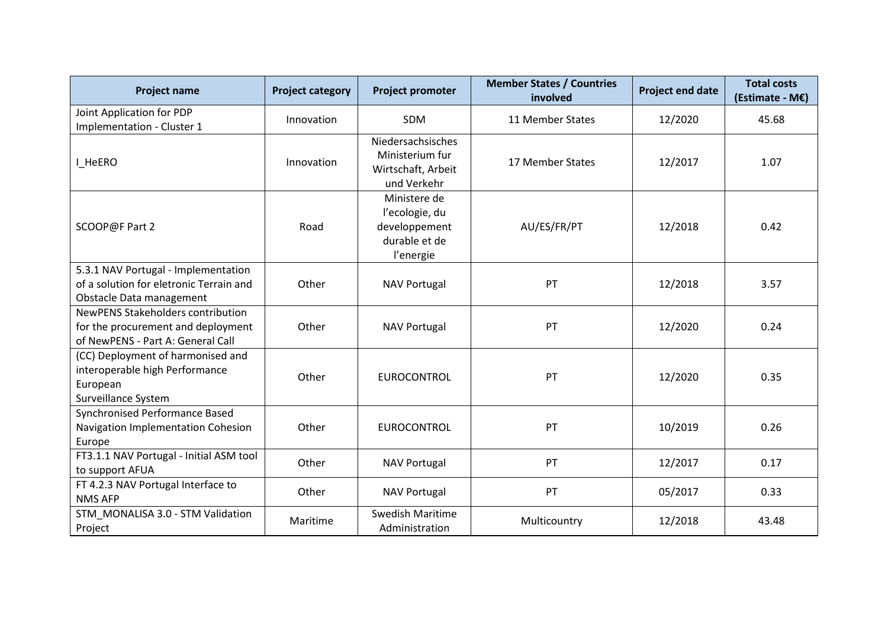| Project name | Project category | Project promoter | Member States / Countries involved | Project end date | Total costs (Estimate - M€) |
|---|---|---|---|---|---|
| Joint Application for PDP Implementation - Cluster 1 | Innovation | SDM | 11 Member States | 12/2020 | 45.68 |
| I_HeERO | Innovation | Niedersachsisches Ministerium fur Wirtschaft, Arbeit und Verkehr | 17 Member States | 12/2017 | 1.07 |
| SCOOP@F Part 2 | Road | Ministere de l'ecologie, du developpement durable et de l'energie | AU/ES/FR/PT | 12/2018 | 0.42 |
| 5.3.1 NAV Portugal - Implementation of a solution for eletronic Terrain and Obstacle Data management | Other | NAV Portugal | PT | 12/2018 | 3.57 |
| NewPENS Stakeholders contribution for the procurement and deployment of NewPENS - Part A: General Call | Other | NAV Portugal | PT | 12/2020 | 0.24 |
| (CC) Deployment of harmonised and interoperable high Performance European Surveillance System | Other | EUROCONTROL | PT | 12/2020 | 0.35 |
| Synchronised Performance Based Navigation Implementation Cohesion Europe | Other | EUROCONTROL | PT | 10/2019 | 0.26 |
| FT3.1.1 NAV Portugal - Initial ASM tool to support AFUA | Other | NAV Portugal | PT | 12/2017 | 0.17 |
| FT 4.2.3 NAV Portugal Interface to NMS AFP | Other | NAV Portugal | PT | 05/2017 | 0.33 |
| STM_MONALISA 3.0 - STM Validation Project | Maritime | Swedish Maritime Administration | Multicountry | 12/2018 | 43.48 |